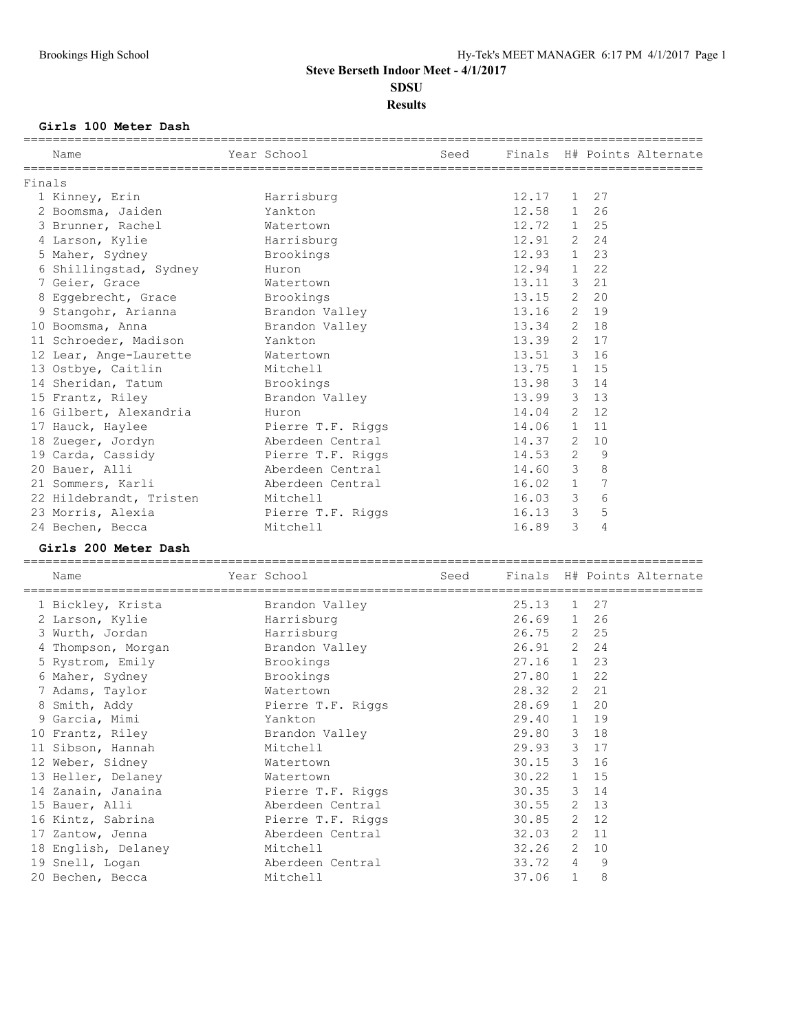# Steve Berseth Indoor Meet - 4/1/2017

## SDSU

## Results

### Girls 100 Meter Dash

| | Name | Year | School | Seed | Finals | H# | Points | Alternate |
|---|---|---|---|---|---|---|---|---|
| **Finals** | | | | | | | | |
| 1 | Kinney, Erin | | Harrisburg | | 12.17 | 1 | 27 | |
| 2 | Boomsma, Jaiden | | Yankton | | 12.58 | 1 | 26 | |
| 3 | Brunner, Rachel | | Watertown | | 12.72 | 1 | 25 | |
| 4 | Larson, Kylie | | Harrisburg | | 12.91 | 2 | 24 | |
| 5 | Maher, Sydney | | Brookings | | 12.93 | 1 | 23 | |
| 6 | Shillingstad, Sydney | | Huron | | 12.94 | 1 | 22 | |
| 7 | Geier, Grace | | Watertown | | 13.11 | 3 | 21 | |
| 8 | Eggebrecht, Grace | | Brookings | | 13.15 | 2 | 20 | |
| 9 | Stangohr, Arianna | | Brandon Valley | | 13.16 | 2 | 19 | |
| 10 | Boomsma, Anna | | Brandon Valley | | 13.34 | 2 | 18 | |
| 11 | Schroeder, Madison | | Yankton | | 13.39 | 2 | 17 | |
| 12 | Lear, Ange-Laurette | | Watertown | | 13.51 | 3 | 16 | |
| 13 | Ostbye, Caitlin | | Mitchell | | 13.75 | 1 | 15 | |
| 14 | Sheridan, Tatum | | Brookings | | 13.98 | 3 | 14 | |
| 15 | Frantz, Riley | | Brandon Valley | | 13.99 | 3 | 13 | |
| 16 | Gilbert, Alexandria | | Huron | | 14.04 | 2 | 12 | |
| 17 | Hauck, Haylee | | Pierre T.F. Riggs | | 14.06 | 1 | 11 | |
| 18 | Zueger, Jordyn | | Aberdeen Central | | 14.37 | 2 | 10 | |
| 19 | Carda, Cassidy | | Pierre T.F. Riggs | | 14.53 | 2 | 9 | |
| 20 | Bauer, Alli | | Aberdeen Central | | 14.60 | 3 | 8 | |
| 21 | Sommers, Karli | | Aberdeen Central | | 16.02 | 1 | 7 | |
| 22 | Hildebrandt, Tristen | | Mitchell | | 16.03 | 3 | 6 | |
| 23 | Morris, Alexia | | Pierre T.F. Riggs | | 16.13 | 3 | 5 | |
| 24 | Bechen, Becca | | Mitchell | | 16.89 | 3 | 4 | |

### Girls 200 Meter Dash

| | Name | Year | School | Seed | Finals | H# | Points | Alternate |
|---|---|---|---|---|---|---|---|---|
| 1 | Bickley, Krista | | Brandon Valley | | 25.13 | 1 | 27 | |
| 2 | Larson, Kylie | | Harrisburg | | 26.69 | 1 | 26 | |
| 3 | Wurth, Jordan | | Harrisburg | | 26.75 | 2 | 25 | |
| 4 | Thompson, Morgan | | Brandon Valley | | 26.91 | 2 | 24 | |
| 5 | Rystrom, Emily | | Brookings | | 27.16 | 1 | 23 | |
| 6 | Maher, Sydney | | Brookings | | 27.80 | 1 | 22 | |
| 7 | Adams, Taylor | | Watertown | | 28.32 | 2 | 21 | |
| 8 | Smith, Addy | | Pierre T.F. Riggs | | 28.69 | 1 | 20 | |
| 9 | Garcia, Mimi | | Yankton | | 29.40 | 1 | 19 | |
| 10 | Frantz, Riley | | Brandon Valley | | 29.80 | 3 | 18 | |
| 11 | Sibson, Hannah | | Mitchell | | 29.93 | 3 | 17 | |
| 12 | Weber, Sidney | | Watertown | | 30.15 | 3 | 16 | |
| 13 | Heller, Delaney | | Watertown | | 30.22 | 1 | 15 | |
| 14 | Zanain, Janaina | | Pierre T.F. Riggs | | 30.35 | 3 | 14 | |
| 15 | Bauer, Alli | | Aberdeen Central | | 30.55 | 2 | 13 | |
| 16 | Kintz, Sabrina | | Pierre T.F. Riggs | | 30.85 | 2 | 12 | |
| 17 | Zantow, Jenna | | Aberdeen Central | | 32.03 | 2 | 11 | |
| 18 | English, Delaney | | Mitchell | | 32.26 | 2 | 10 | |
| 19 | Snell, Logan | | Aberdeen Central | | 33.72 | 4 | 9 | |
| 20 | Bechen, Becca | | Mitchell | | 37.06 | 1 | 8 | |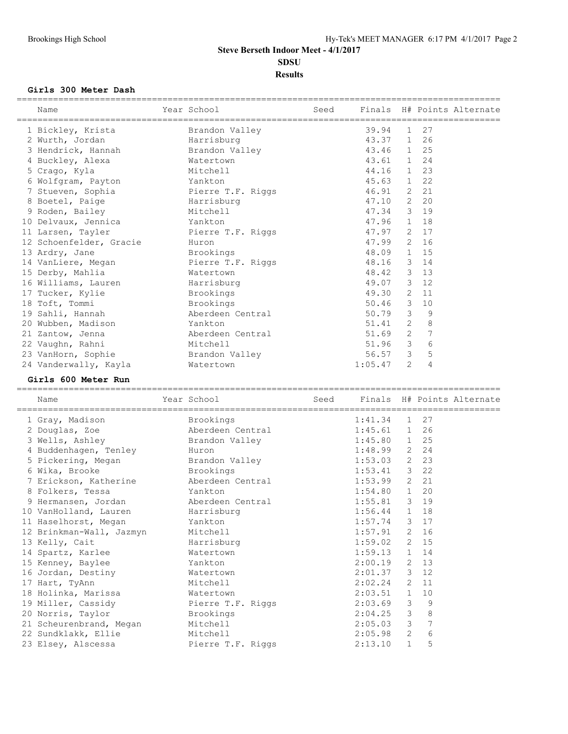# Steve Berseth Indoor Meet - 4/1/2017

**SDSU**

**Results**

### Girls 300 Meter Dash

| Name | Year | School | Seed | Finals | H# | Points | Alternate |
|---|---|---|---|---|---|---|---|
| 1 Bickley, Krista | | Brandon Valley | | 39.94 | 1 | 27 | |
| 2 Wurth, Jordan | | Harrisburg | | 43.37 | 1 | 26 | |
| 3 Hendrick, Hannah | | Brandon Valley | | 43.46 | 1 | 25 | |
| 4 Buckley, Alexa | | Watertown | | 43.61 | 1 | 24 | |
| 5 Crago, Kyla | | Mitchell | | 44.16 | 1 | 23 | |
| 6 Wolfgram, Payton | | Yankton | | 45.63 | 1 | 22 | |
| 7 Stueven, Sophia | | Pierre T.F. Riggs | | 46.91 | 2 | 21 | |
| 8 Boetel, Paige | | Harrisburg | | 47.10 | 2 | 20 | |
| 9 Roden, Bailey | | Mitchell | | 47.34 | 3 | 19 | |
| 10 Delvaux, Jennica | | Yankton | | 47.96 | 1 | 18 | |
| 11 Larsen, Tayler | | Pierre T.F. Riggs | | 47.97 | 2 | 17 | |
| 12 Schoenfelder, Gracie | | Huron | | 47.99 | 2 | 16 | |
| 13 Ardry, Jane | | Brookings | | 48.09 | 1 | 15 | |
| 14 VanLiere, Megan | | Pierre T.F. Riggs | | 48.16 | 3 | 14 | |
| 15 Derby, Mahlia | | Watertown | | 48.42 | 3 | 13 | |
| 16 Williams, Lauren | | Harrisburg | | 49.07 | 3 | 12 | |
| 17 Tucker, Kylie | | Brookings | | 49.30 | 2 | 11 | |
| 18 Toft, Tommi | | Brookings | | 50.46 | 3 | 10 | |
| 19 Sahli, Hannah | | Aberdeen Central | | 50.79 | 3 | 9 | |
| 20 Wubben, Madison | | Yankton | | 51.41 | 2 | 8 | |
| 21 Zantow, Jenna | | Aberdeen Central | | 51.69 | 2 | 7 | |
| 22 Vaughn, Rahni | | Mitchell | | 51.96 | 3 | 6 | |
| 23 VanHorn, Sophie | | Brandon Valley | | 56.57 | 3 | 5 | |
| 24 Vanderwally, Kayla | | Watertown | | 1:05.47 | 2 | 4 | |

### Girls 600 Meter Run

| Name | Year | School | Seed | Finals | H# | Points | Alternate |
|---|---|---|---|---|---|---|---|
| 1 Gray, Madison | | Brookings | | 1:41.34 | 1 | 27 | |
| 2 Douglas, Zoe | | Aberdeen Central | | 1:45.61 | 1 | 26 | |
| 3 Wells, Ashley | | Brandon Valley | | 1:45.80 | 1 | 25 | |
| 4 Buddenhagen, Tenley | | Huron | | 1:48.99 | 2 | 24 | |
| 5 Pickering, Megan | | Brandon Valley | | 1:53.03 | 2 | 23 | |
| 6 Wika, Brooke | | Brookings | | 1:53.41 | 3 | 22 | |
| 7 Erickson, Katherine | | Aberdeen Central | | 1:53.99 | 2 | 21 | |
| 8 Folkers, Tessa | | Yankton | | 1:54.80 | 1 | 20 | |
| 9 Hermansen, Jordan | | Aberdeen Central | | 1:55.81 | 3 | 19 | |
| 10 VanHolland, Lauren | | Harrisburg | | 1:56.44 | 1 | 18 | |
| 11 Haselhorst, Megan | | Yankton | | 1:57.74 | 3 | 17 | |
| 12 Brinkman-Wall, Jazmyn | | Mitchell | | 1:57.91 | 2 | 16 | |
| 13 Kelly, Cait | | Harrisburg | | 1:59.02 | 2 | 15 | |
| 14 Spartz, Karlee | | Watertown | | 1:59.13 | 1 | 14 | |
| 15 Kenney, Baylee | | Yankton | | 2:00.19 | 2 | 13 | |
| 16 Jordan, Destiny | | Watertown | | 2:01.37 | 3 | 12 | |
| 17 Hart, TyAnn | | Mitchell | | 2:02.24 | 2 | 11 | |
| 18 Holinka, Marissa | | Watertown | | 2:03.51 | 1 | 10 | |
| 19 Miller, Cassidy | | Pierre T.F. Riggs | | 2:03.69 | 3 | 9 | |
| 20 Norris, Taylor | | Brookings | | 2:04.25 | 3 | 8 | |
| 21 Scheurenbrand, Megan | | Mitchell | | 2:05.03 | 3 | 7 | |
| 22 Sundklakk, Ellie | | Mitchell | | 2:05.98 | 2 | 6 | |
| 23 Elsey, Alscessa | | Pierre T.F. Riggs | | 2:13.10 | 1 | 5 | |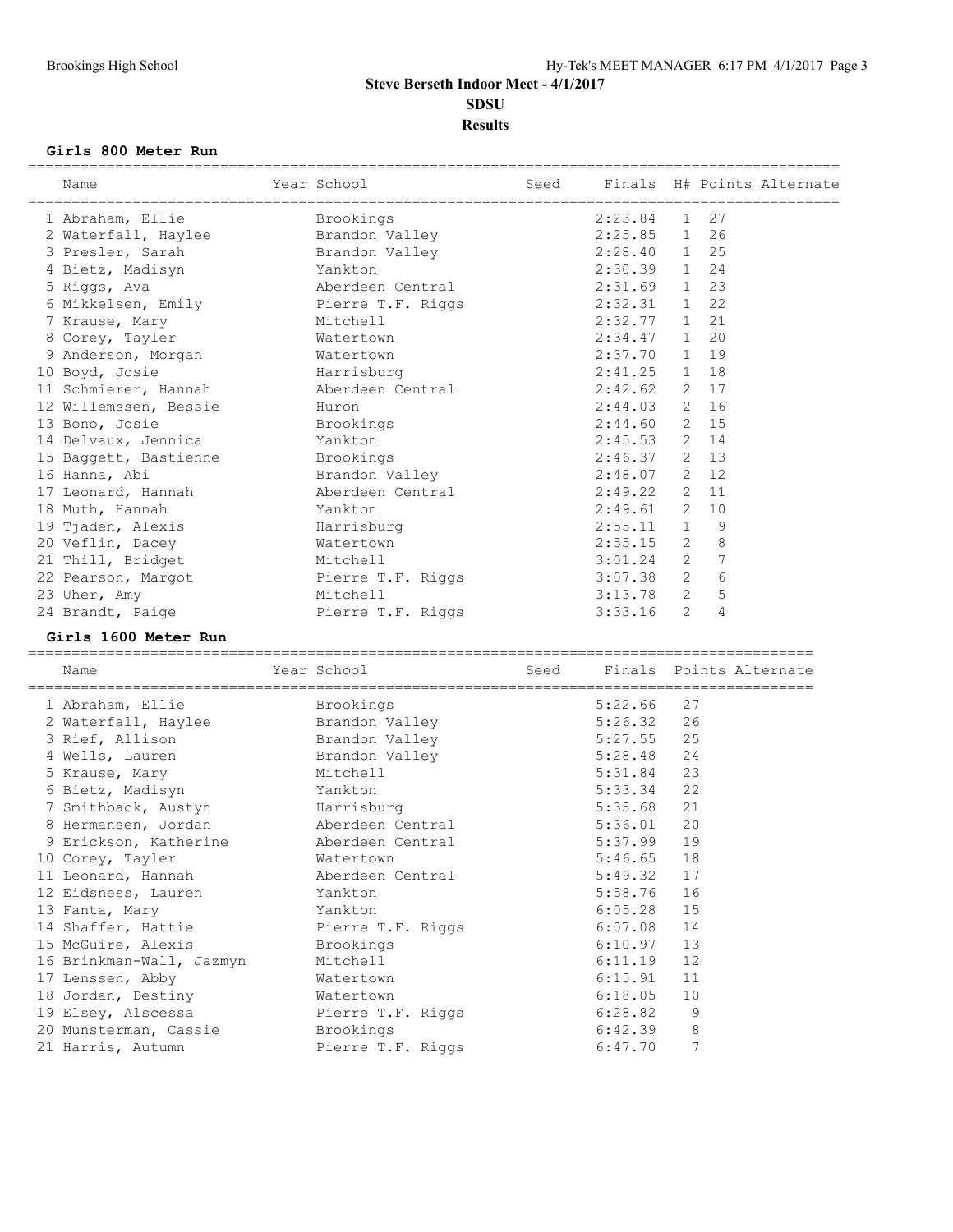## Steve Berseth Indoor Meet - 4/1/2017

## SDSU

## Results

### Girls 800 Meter Run

| Name | Year | School | Seed | Finals | H# | Points | Alternate |
|---|---|---|---|---|---|---|---|
| 1 Abraham, Ellie | | Brookings | | 2:23.84 | 1 | 27 | |
| 2 Waterfall, Haylee | | Brandon Valley | | 2:25.85 | 1 | 26 | |
| 3 Presler, Sarah | | Brandon Valley | | 2:28.40 | 1 | 25 | |
| 4 Bietz, Madisyn | | Yankton | | 2:30.39 | 1 | 24 | |
| 5 Riggs, Ava | | Aberdeen Central | | 2:31.69 | 1 | 23 | |
| 6 Mikkelsen, Emily | | Pierre T.F. Riggs | | 2:32.31 | 1 | 22 | |
| 7 Krause, Mary | | Mitchell | | 2:32.77 | 1 | 21 | |
| 8 Corey, Tayler | | Watertown | | 2:34.47 | 1 | 20 | |
| 9 Anderson, Morgan | | Watertown | | 2:37.70 | 1 | 19 | |
| 10 Boyd, Josie | | Harrisburg | | 2:41.25 | 1 | 18 | |
| 11 Schmierer, Hannah | | Aberdeen Central | | 2:42.62 | 2 | 17 | |
| 12 Willemssen, Bessie | | Huron | | 2:44.03 | 2 | 16 | |
| 13 Bono, Josie | | Brookings | | 2:44.60 | 2 | 15 | |
| 14 Delvaux, Jennica | | Yankton | | 2:45.53 | 2 | 14 | |
| 15 Baggett, Bastienne | | Brookings | | 2:46.37 | 2 | 13 | |
| 16 Hanna, Abi | | Brandon Valley | | 2:48.07 | 2 | 12 | |
| 17 Leonard, Hannah | | Aberdeen Central | | 2:49.22 | 2 | 11 | |
| 18 Muth, Hannah | | Yankton | | 2:49.61 | 2 | 10 | |
| 19 Tjaden, Alexis | | Harrisburg | | 2:55.11 | 1 | 9 | |
| 20 Veflin, Dacey | | Watertown | | 2:55.15 | 2 | 8 | |
| 21 Thill, Bridget | | Mitchell | | 3:01.24 | 2 | 7 | |
| 22 Pearson, Margot | | Pierre T.F. Riggs | | 3:07.38 | 2 | 6 | |
| 23 Uher, Amy | | Mitchell | | 3:13.78 | 2 | 5 | |
| 24 Brandt, Paige | | Pierre T.F. Riggs | | 3:33.16 | 2 | 4 | |

### Girls 1600 Meter Run

| Name | Year | School | Seed | Finals | Points | Alternate |
|---|---|---|---|---|---|---|
| 1 Abraham, Ellie | | Brookings | | 5:22.66 | 27 | |
| 2 Waterfall, Haylee | | Brandon Valley | | 5:26.32 | 26 | |
| 3 Rief, Allison | | Brandon Valley | | 5:27.55 | 25 | |
| 4 Wells, Lauren | | Brandon Valley | | 5:28.48 | 24 | |
| 5 Krause, Mary | | Mitchell | | 5:31.84 | 23 | |
| 6 Bietz, Madisyn | | Yankton | | 5:33.34 | 22 | |
| 7 Smithback, Austyn | | Harrisburg | | 5:35.68 | 21 | |
| 8 Hermansen, Jordan | | Aberdeen Central | | 5:36.01 | 20 | |
| 9 Erickson, Katherine | | Aberdeen Central | | 5:37.99 | 19 | |
| 10 Corey, Tayler | | Watertown | | 5:46.65 | 18 | |
| 11 Leonard, Hannah | | Aberdeen Central | | 5:49.32 | 17 | |
| 12 Eidsness, Lauren | | Yankton | | 5:58.76 | 16 | |
| 13 Fanta, Mary | | Yankton | | 6:05.28 | 15 | |
| 14 Shaffer, Hattie | | Pierre T.F. Riggs | | 6:07.08 | 14 | |
| 15 McGuire, Alexis | | Brookings | | 6:10.97 | 13 | |
| 16 Brinkman-Wall, Jazmyn | | Mitchell | | 6:11.19 | 12 | |
| 17 Lenssen, Abby | | Watertown | | 6:15.91 | 11 | |
| 18 Jordan, Destiny | | Watertown | | 6:18.05 | 10 | |
| 19 Elsey, Alscessa | | Pierre T.F. Riggs | | 6:28.82 | 9 | |
| 20 Munsterman, Cassie | | Brookings | | 6:42.39 | 8 | |
| 21 Harris, Autumn | | Pierre T.F. Riggs | | 6:47.70 | 7 | |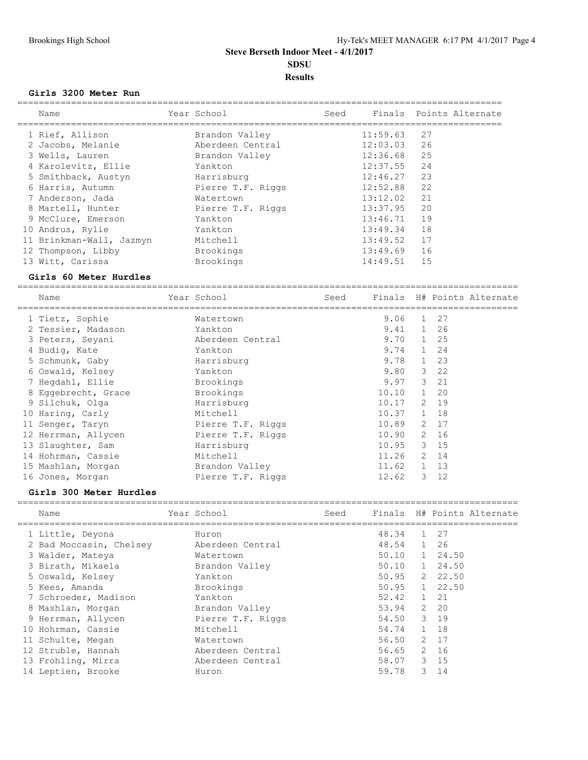# Steve Berseth Indoor Meet - 4/1/2017

## SDSU

## Results

### Girls 3200 Meter Run

| | Name | Year | School | Seed | Finals | Points | Alternate |
|---|---|---|---|---|---|---|---|
| 1 | Rief, Allison | | Brandon Valley | | 11:59.63 | 27 | |
| 2 | Jacobs, Melanie | | Aberdeen Central | | 12:03.03 | 26 | |
| 3 | Wells, Lauren | | Brandon Valley | | 12:36.68 | 25 | |
| 4 | Karolevitz, Ellie | | Yankton | | 12:37.55 | 24 | |
| 5 | Smithback, Austyn | | Harrisburg | | 12:46.27 | 23 | |
| 6 | Harris, Autumn | | Pierre T.F. Riggs | | 12:52.88 | 22 | |
| 7 | Anderson, Jada | | Watertown | | 13:12.02 | 21 | |
| 8 | Martell, Hunter | | Pierre T.F. Riggs | | 13:37.95 | 20 | |
| 9 | McClure, Emerson | | Yankton | | 13:46.71 | 19 | |
| 10 | Andrus, Rylie | | Yankton | | 13:49.34 | 18 | |
| 11 | Brinkman-Wall, Jazmyn | | Mitchell | | 13:49.52 | 17 | |
| 12 | Thompson, Libby | | Brookings | | 13:49.69 | 16 | |
| 13 | Witt, Carissa | | Brookings | | 14:49.51 | 15 | |

### Girls 60 Meter Hurdles

| | Name | Year | School | Seed | Finals | H# | Points | Alternate |
|---|---|---|---|---|---|---|---|---|
| 1 | Tietz, Sophie | | Watertown | | 9.06 | 1 | 27 | |
| 2 | Tessier, Madason | | Yankton | | 9.41 | 1 | 26 | |
| 3 | Peters, Seyani | | Aberdeen Central | | 9.70 | 1 | 25 | |
| 4 | Budig, Kate | | Yankton | | 9.74 | 1 | 24 | |
| 5 | Schmunk, Gaby | | Harrisburg | | 9.78 | 1 | 23 | |
| 6 | Oswald, Kelsey | | Yankton | | 9.80 | 3 | 22 | |
| 7 | Hegdahl, Ellie | | Brookings | | 9.97 | 3 | 21 | |
| 8 | Eggebrecht, Grace | | Brookings | | 10.10 | 1 | 20 | |
| 9 | Silchuk, Olga | | Harrisburg | | 10.17 | 2 | 19 | |
| 10 | Haring, Carly | | Mitchell | | 10.37 | 1 | 18 | |
| 11 | Senger, Taryn | | Pierre T.F. Riggs | | 10.89 | 2 | 17 | |
| 12 | Herrman, Allycen | | Pierre T.F. Riggs | | 10.90 | 2 | 16 | |
| 13 | Slaughter, Sam | | Harrisburg | | 10.95 | 3 | 15 | |
| 14 | Hohrman, Cassie | | Mitchell | | 11.26 | 2 | 14 | |
| 15 | Mashlan, Morgan | | Brandon Valley | | 11.62 | 1 | 13 | |
| 16 | Jones, Morgan | | Pierre T.F. Riggs | | 12.62 | 3 | 12 | |

### Girls 300 Meter Hurdles

| | Name | Year | School | Seed | Finals | H# | Points | Alternate |
|---|---|---|---|---|---|---|---|---|
| 1 | Little, Deyona | | Huron | | 48.34 | 1 | 27 | |
| 2 | Bad Moccasin, Chelsey | | Aberdeen Central | | 48.54 | 1 | 26 | |
| 3 | Walder, Mateya | | Watertown | | 50.10 | 1 | 24.50 | |
| 3 | Birath, Mikaela | | Brandon Valley | | 50.10 | 1 | 24.50 | |
| 5 | Oswald, Kelsey | | Yankton | | 50.95 | 2 | 22.50 | |
| 5 | Kees, Amanda | | Brookings | | 50.95 | 1 | 22.50 | |
| 7 | Schroeder, Madison | | Yankton | | 52.42 | 1 | 21 | |
| 8 | Mashlan, Morgan | | Brandon Valley | | 53.94 | 2 | 20 | |
| 9 | Herrman, Allycen | | Pierre T.F. Riggs | | 54.50 | 3 | 19 | |
| 10 | Hohrman, Cassie | | Mitchell | | 54.74 | 1 | 18 | |
| 11 | Schulte, Megan | | Watertown | | 56.50 | 2 | 17 | |
| 12 | Struble, Hannah | | Aberdeen Central | | 56.65 | 2 | 16 | |
| 13 | Frohling, Mirra | | Aberdeen Central | | 58.07 | 3 | 15 | |
| 14 | Leptien, Brooke | | Huron | | 59.78 | 3 | 14 | |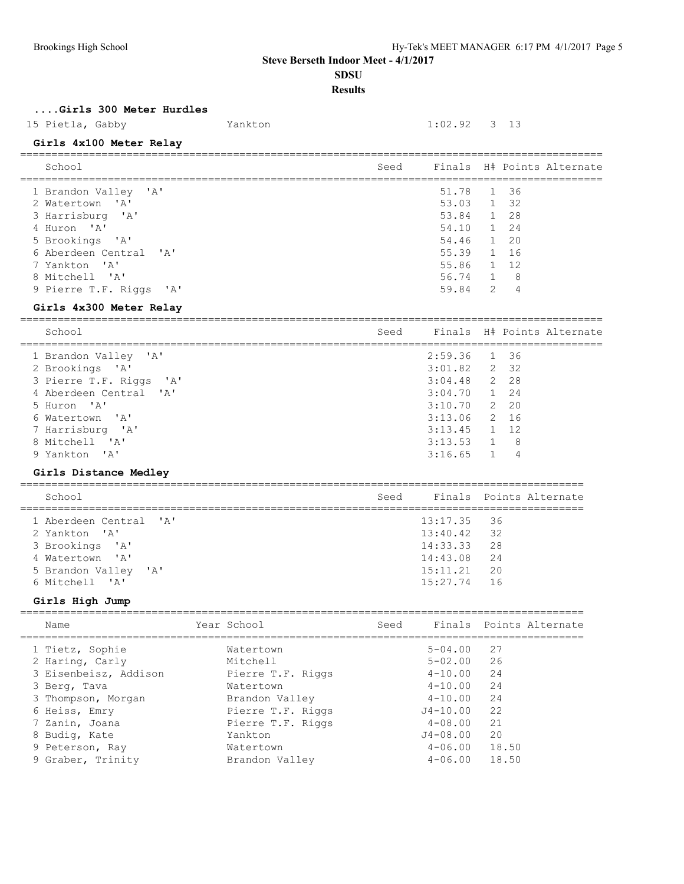# Steve Berseth Indoor Meet - 4/1/2017

## SDSU

## Results

### ....Girls 300 Meter Hurdles

| Place | Name | School | Finals | H# | Points |
|---|---|---|---|---|---|
| 15 | Pietla, Gabby | Yankton | 1:02.92 | 3 | 13 |

### Girls 4x100 Meter Relay

| School | Seed | Finals | H# | Points | Alternate |
|---|---|---|---|---|---|
| 1 Brandon Valley 'A' | | 51.78 | 1 | 36 | |
| 2 Watertown 'A' | | 53.03 | 1 | 32 | |
| 3 Harrisburg 'A' | | 53.84 | 1 | 28 | |
| 4 Huron 'A' | | 54.10 | 1 | 24 | |
| 5 Brookings 'A' | | 54.46 | 1 | 20 | |
| 6 Aberdeen Central 'A' | | 55.39 | 1 | 16 | |
| 7 Yankton 'A' | | 55.86 | 1 | 12 | |
| 8 Mitchell 'A' | | 56.74 | 1 | 8 | |
| 9 Pierre T.F. Riggs 'A' | | 59.84 | 2 | 4 | |

### Girls 4x300 Meter Relay

| School | Seed | Finals | H# | Points | Alternate |
|---|---|---|---|---|---|
| 1 Brandon Valley 'A' | | 2:59.36 | 1 | 36 | |
| 2 Brookings 'A' | | 3:01.82 | 2 | 32 | |
| 3 Pierre T.F. Riggs 'A' | | 3:04.48 | 2 | 28 | |
| 4 Aberdeen Central 'A' | | 3:04.70 | 1 | 24 | |
| 5 Huron 'A' | | 3:10.70 | 2 | 20 | |
| 6 Watertown 'A' | | 3:13.06 | 2 | 16 | |
| 7 Harrisburg 'A' | | 3:13.45 | 1 | 12 | |
| 8 Mitchell 'A' | | 3:13.53 | 1 | 8 | |
| 9 Yankton 'A' | | 3:16.65 | 1 | 4 | |

### Girls Distance Medley

| School | Seed | Finals | Points | Alternate |
|---|---|---|---|---|
| 1 Aberdeen Central 'A' | | 13:17.35 | 36 | |
| 2 Yankton 'A' | | 13:40.42 | 32 | |
| 3 Brookings 'A' | | 14:33.33 | 28 | |
| 4 Watertown 'A' | | 14:43.08 | 24 | |
| 5 Brandon Valley 'A' | | 15:11.21 | 20 | |
| 6 Mitchell 'A' | | 15:27.74 | 16 | |

### Girls High Jump

| Name | Year | School | Seed | Finals | Points | Alternate |
|---|---|---|---|---|---|---|
| 1 Tietz, Sophie | | Watertown | | 5-04.00 | 27 | |
| 2 Haring, Carly | | Mitchell | | 5-02.00 | 26 | |
| 3 Eisenbeisz, Addison | | Pierre T.F. Riggs | | 4-10.00 | 24 | |
| 3 Berg, Tava | | Watertown | | 4-10.00 | 24 | |
| 3 Thompson, Morgan | | Brandon Valley | | 4-10.00 | 24 | |
| 6 Heiss, Emry | | Pierre T.F. Riggs | | J4-10.00 | 22 | |
| 7 Zanin, Joana | | Pierre T.F. Riggs | | 4-08.00 | 21 | |
| 8 Budig, Kate | | Yankton | | J4-08.00 | 20 | |
| 9 Peterson, Ray | | Watertown | | 4-06.00 | 18.50 | |
| 9 Graber, Trinity | | Brandon Valley | | 4-06.00 | 18.50 | |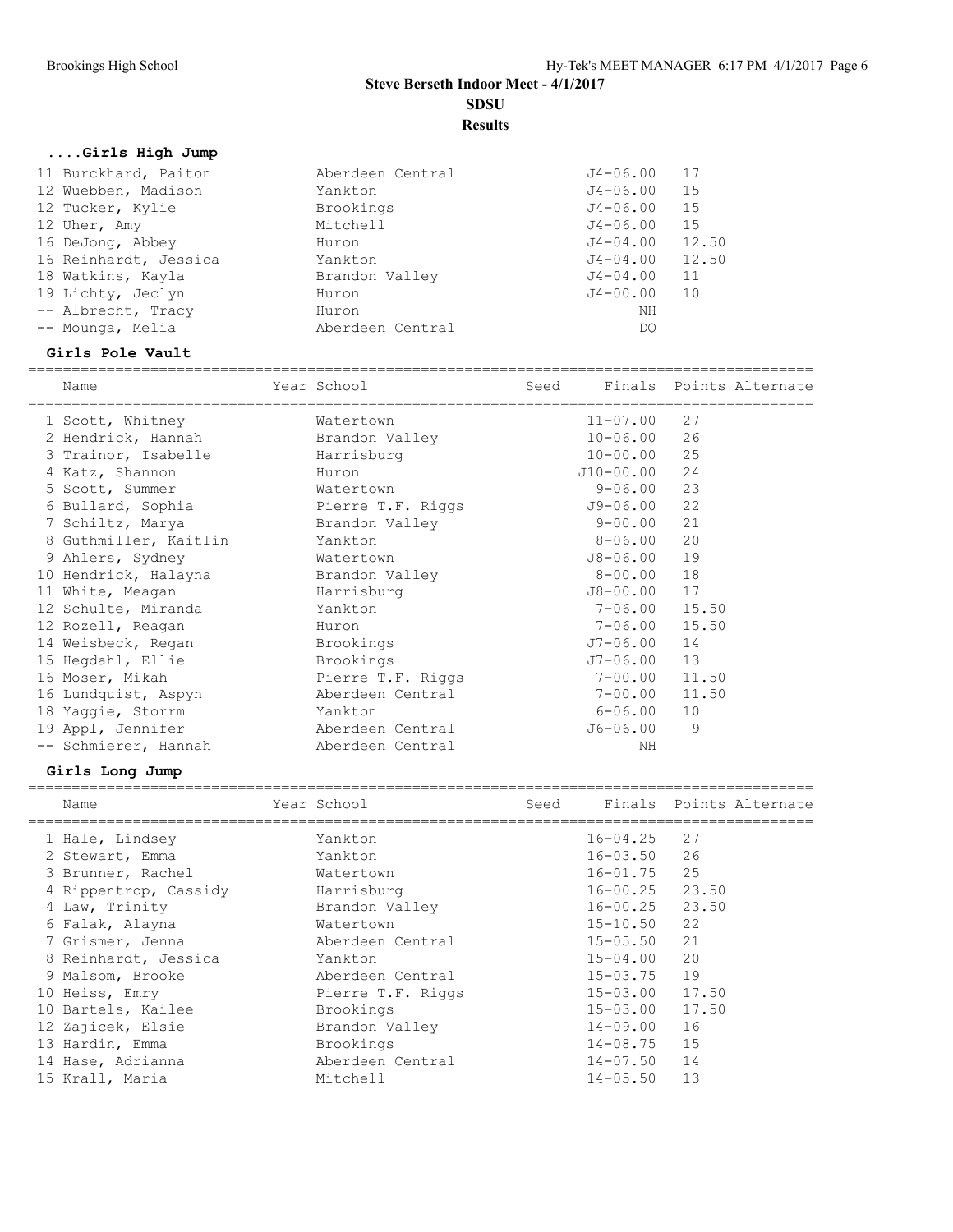# Steve Berseth Indoor Meet - 4/1/2017

## SDSU

## Results

### ....Girls High Jump

| Place | Name | Year | School | Seed | Finals | Points | Alternate |
|---|---|---|---|---|---|---|---|
| 11 | Burckhard, Paiton | | Aberdeen Central | | J4-06.00 | 17 | |
| 12 | Wuebben, Madison | | Yankton | | J4-06.00 | 15 | |
| 12 | Tucker, Kylie | | Brookings | | J4-06.00 | 15 | |
| 12 | Uher, Amy | | Mitchell | | J4-06.00 | 15 | |
| 16 | DeJong, Abbey | | Huron | | J4-04.00 | 12.50 | |
| 16 | Reinhardt, Jessica | | Yankton | | J4-04.00 | 12.50 | |
| 18 | Watkins, Kayla | | Brandon Valley | | J4-04.00 | 11 | |
| 19 | Lichty, Jeclyn | | Huron | | J4-00.00 | 10 | |
| -- | Albrecht, Tracy | | Huron | | NH | | |
| -- | Mounga, Melia | | Aberdeen Central | | DQ | | |

### Girls Pole Vault

| Place | Name | Year | School | Seed | Finals | Points | Alternate |
|---|---|---|---|---|---|---|---|
| 1 | Scott, Whitney | | Watertown | | 11-07.00 | 27 | |
| 2 | Hendrick, Hannah | | Brandon Valley | | 10-06.00 | 26 | |
| 3 | Trainor, Isabelle | | Harrisburg | | 10-00.00 | 25 | |
| 4 | Katz, Shannon | | Huron | | J10-00.00 | 24 | |
| 5 | Scott, Summer | | Watertown | | 9-06.00 | 23 | |
| 6 | Bullard, Sophia | | Pierre T.F. Riggs | | J9-06.00 | 22 | |
| 7 | Schiltz, Marya | | Brandon Valley | | 9-00.00 | 21 | |
| 8 | Guthmiller, Kaitlin | | Yankton | | 8-06.00 | 20 | |
| 9 | Ahlers, Sydney | | Watertown | | J8-06.00 | 19 | |
| 10 | Hendrick, Halayna | | Brandon Valley | | 8-00.00 | 18 | |
| 11 | White, Meagan | | Harrisburg | | J8-00.00 | 17 | |
| 12 | Schulte, Miranda | | Yankton | | 7-06.00 | 15.50 | |
| 12 | Rozell, Reagan | | Huron | | 7-06.00 | 15.50 | |
| 14 | Weisbeck, Regan | | Brookings | | J7-06.00 | 14 | |
| 15 | Hegdahl, Ellie | | Brookings | | J7-06.00 | 13 | |
| 16 | Moser, Mikah | | Pierre T.F. Riggs | | 7-00.00 | 11.50 | |
| 16 | Lundquist, Aspyn | | Aberdeen Central | | 7-00.00 | 11.50 | |
| 18 | Yaggie, Storrm | | Yankton | | 6-06.00 | 10 | |
| 19 | Appl, Jennifer | | Aberdeen Central | | J6-06.00 | 9 | |
| -- | Schmierer, Hannah | | Aberdeen Central | | NH | | |

### Girls Long Jump

| Place | Name | Year | School | Seed | Finals | Points | Alternate |
|---|---|---|---|---|---|---|---|
| 1 | Hale, Lindsey | | Yankton | | 16-04.25 | 27 | |
| 2 | Stewart, Emma | | Yankton | | 16-03.50 | 26 | |
| 3 | Brunner, Rachel | | Watertown | | 16-01.75 | 25 | |
| 4 | Rippentrop, Cassidy | | Harrisburg | | 16-00.25 | 23.50 | |
| 4 | Law, Trinity | | Brandon Valley | | 16-00.25 | 23.50 | |
| 6 | Falak, Alayna | | Watertown | | 15-10.50 | 22 | |
| 7 | Grismer, Jenna | | Aberdeen Central | | 15-05.50 | 21 | |
| 8 | Reinhardt, Jessica | | Yankton | | 15-04.00 | 20 | |
| 9 | Malsom, Brooke | | Aberdeen Central | | 15-03.75 | 19 | |
| 10 | Heiss, Emry | | Pierre T.F. Riggs | | 15-03.00 | 17.50 | |
| 10 | Bartels, Kailee | | Brookings | | 15-03.00 | 17.50 | |
| 12 | Zajicek, Elsie | | Brandon Valley | | 14-09.00 | 16 | |
| 13 | Hardin, Emma | | Brookings | | 14-08.75 | 15 | |
| 14 | Hase, Adrianna | | Aberdeen Central | | 14-07.50 | 14 | |
| 15 | Krall, Maria | | Mitchell | | 14-05.50 | 13 | |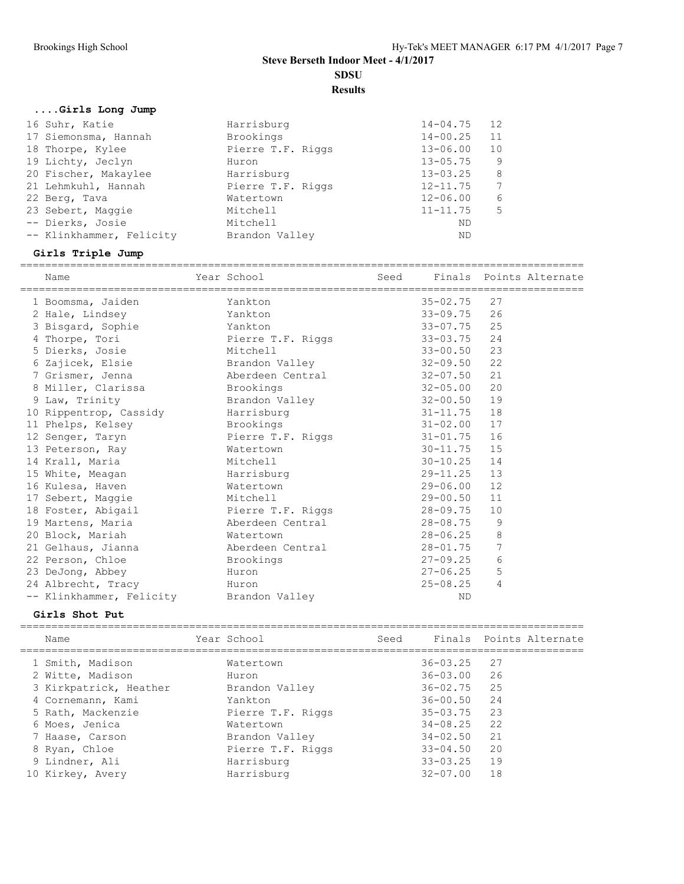# Steve Berseth Indoor Meet - 4/1/2017

## SDSU

### Results

#### ....Girls Long Jump

| Place | Name | School | Finals | Points |
|---|---|---|---|---|
| 16 | Suhr, Katie | Harrisburg | 14-04.75 | 12 |
| 17 | Siemonsma, Hannah | Brookings | 14-00.25 | 11 |
| 18 | Thorpe, Kylee | Pierre T.F. Riggs | 13-06.00 | 10 |
| 19 | Lichty, Jeclyn | Huron | 13-05.75 | 9 |
| 20 | Fischer, Makaylee | Harrisburg | 13-03.25 | 8 |
| 21 | Lehmkuhl, Hannah | Pierre T.F. Riggs | 12-11.75 | 7 |
| 22 | Berg, Tava | Watertown | 12-06.00 | 6 |
| 23 | Sebert, Maggie | Mitchell | 11-11.75 | 5 |
| -- | Dierks, Josie | Mitchell | ND | |
| -- | Klinkhammer, Felicity | Brandon Valley | ND | |

#### Girls Triple Jump

| Place | Name | Year | School | Seed | Finals | Points | Alternate |
|---|---|---|---|---|---|---|---|
| 1 | Boomsma, Jaiden | | Yankton | | 35-02.75 | 27 | |
| 2 | Hale, Lindsey | | Yankton | | 33-09.75 | 26 | |
| 3 | Bisgard, Sophie | | Yankton | | 33-07.75 | 25 | |
| 4 | Thorpe, Tori | | Pierre T.F. Riggs | | 33-03.75 | 24 | |
| 5 | Dierks, Josie | | Mitchell | | 33-00.50 | 23 | |
| 6 | Zajicek, Elsie | | Brandon Valley | | 32-09.50 | 22 | |
| 7 | Grismer, Jenna | | Aberdeen Central | | 32-07.50 | 21 | |
| 8 | Miller, Clarissa | | Brookings | | 32-05.00 | 20 | |
| 9 | Law, Trinity | | Brandon Valley | | 32-00.50 | 19 | |
| 10 | Rippentrop, Cassidy | | Harrisburg | | 31-11.75 | 18 | |
| 11 | Phelps, Kelsey | | Brookings | | 31-02.00 | 17 | |
| 12 | Senger, Taryn | | Pierre T.F. Riggs | | 31-01.75 | 16 | |
| 13 | Peterson, Ray | | Watertown | | 30-11.75 | 15 | |
| 14 | Krall, Maria | | Mitchell | | 30-10.25 | 14 | |
| 15 | White, Meagan | | Harrisburg | | 29-11.25 | 13 | |
| 16 | Kulesa, Haven | | Watertown | | 29-06.00 | 12 | |
| 17 | Sebert, Maggie | | Mitchell | | 29-00.50 | 11 | |
| 18 | Foster, Abigail | | Pierre T.F. Riggs | | 28-09.75 | 10 | |
| 19 | Martens, Maria | | Aberdeen Central | | 28-08.75 | 9 | |
| 20 | Block, Mariah | | Watertown | | 28-06.25 | 8 | |
| 21 | Gelhaus, Jianna | | Aberdeen Central | | 28-01.75 | 7 | |
| 22 | Person, Chloe | | Brookings | | 27-09.25 | 6 | |
| 23 | DeJong, Abbey | | Huron | | 27-06.25 | 5 | |
| 24 | Albrecht, Tracy | | Huron | | 25-08.25 | 4 | |
| -- | Klinkhammer, Felicity | | Brandon Valley | | ND | | |

#### Girls Shot Put

| Place | Name | Year | School | Seed | Finals | Points | Alternate |
|---|---|---|---|---|---|---|---|
| 1 | Smith, Madison | | Watertown | | 36-03.25 | 27 | |
| 2 | Witte, Madison | | Huron | | 36-03.00 | 26 | |
| 3 | Kirkpatrick, Heather | | Brandon Valley | | 36-02.75 | 25 | |
| 4 | Cornemann, Kami | | Yankton | | 36-00.50 | 24 | |
| 5 | Rath, Mackenzie | | Pierre T.F. Riggs | | 35-03.75 | 23 | |
| 6 | Moes, Jenica | | Watertown | | 34-08.25 | 22 | |
| 7 | Haase, Carson | | Brandon Valley | | 34-02.50 | 21 | |
| 8 | Ryan, Chloe | | Pierre T.F. Riggs | | 33-04.50 | 20 | |
| 9 | Lindner, Ali | | Harrisburg | | 33-03.25 | 19 | |
| 10 | Kirkey, Avery | | Harrisburg | | 32-07.00 | 18 | |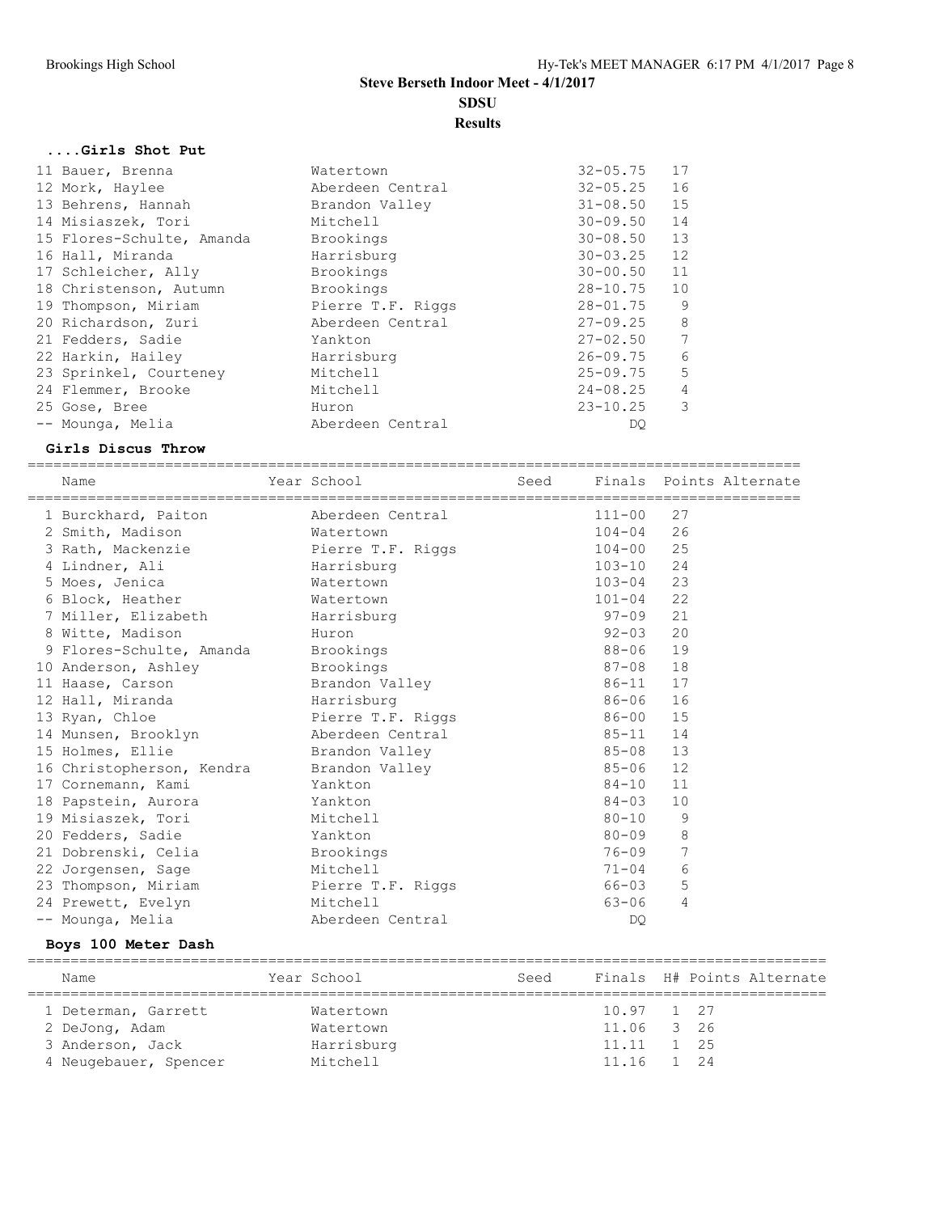# Steve Berseth Indoor Meet - 4/1/2017

## SDSU

## Results

### ....Girls Shot Put

| Name | School | Finals | Points |
|---|---|---|---|
| 11 Bauer, Brenna | Watertown | 32-05.75 | 17 |
| 12 Mork, Haylee | Aberdeen Central | 32-05.25 | 16 |
| 13 Behrens, Hannah | Brandon Valley | 31-08.50 | 15 |
| 14 Misiaszek, Tori | Mitchell | 30-09.50 | 14 |
| 15 Flores-Schulte, Amanda | Brookings | 30-08.50 | 13 |
| 16 Hall, Miranda | Harrisburg | 30-03.25 | 12 |
| 17 Schleicher, Ally | Brookings | 30-00.50 | 11 |
| 18 Christenson, Autumn | Brookings | 28-10.75 | 10 |
| 19 Thompson, Miriam | Pierre T.F. Riggs | 28-01.75 | 9 |
| 20 Richardson, Zuri | Aberdeen Central | 27-09.25 | 8 |
| 21 Fedders, Sadie | Yankton | 27-02.50 | 7 |
| 22 Harkin, Hailey | Harrisburg | 26-09.75 | 6 |
| 23 Sprinkel, Courteney | Mitchell | 25-09.75 | 5 |
| 24 Flemmer, Brooke | Mitchell | 24-08.25 | 4 |
| 25 Gose, Bree | Huron | 23-10.25 | 3 |
| -- Mounga, Melia | Aberdeen Central | DQ | |

### Girls Discus Throw

| Name | Year School | Seed | Finals | Points | Alternate |
|---|---|---|---|---|---|
| 1 Burckhard, Paiton | Aberdeen Central | | 111-00 | 27 | |
| 2 Smith, Madison | Watertown | | 104-04 | 26 | |
| 3 Rath, Mackenzie | Pierre T.F. Riggs | | 104-00 | 25 | |
| 4 Lindner, Ali | Harrisburg | | 103-10 | 24 | |
| 5 Moes, Jenica | Watertown | | 103-04 | 23 | |
| 6 Block, Heather | Watertown | | 101-04 | 22 | |
| 7 Miller, Elizabeth | Harrisburg | | 97-09 | 21 | |
| 8 Witte, Madison | Huron | | 92-03 | 20 | |
| 9 Flores-Schulte, Amanda | Brookings | | 88-06 | 19 | |
| 10 Anderson, Ashley | Brookings | | 87-08 | 18 | |
| 11 Haase, Carson | Brandon Valley | | 86-11 | 17 | |
| 12 Hall, Miranda | Harrisburg | | 86-06 | 16 | |
| 13 Ryan, Chloe | Pierre T.F. Riggs | | 86-00 | 15 | |
| 14 Munsen, Brooklyn | Aberdeen Central | | 85-11 | 14 | |
| 15 Holmes, Ellie | Brandon Valley | | 85-08 | 13 | |
| 16 Christopherson, Kendra | Brandon Valley | | 85-06 | 12 | |
| 17 Cornemann, Kami | Yankton | | 84-10 | 11 | |
| 18 Papstein, Aurora | Yankton | | 84-03 | 10 | |
| 19 Misiaszek, Tori | Mitchell | | 80-10 | 9 | |
| 20 Fedders, Sadie | Yankton | | 80-09 | 8 | |
| 21 Dobrenski, Celia | Brookings | | 76-09 | 7 | |
| 22 Jorgensen, Sage | Mitchell | | 71-04 | 6 | |
| 23 Thompson, Miriam | Pierre T.F. Riggs | | 66-03 | 5 | |
| 24 Prewett, Evelyn | Mitchell | | 63-06 | 4 | |
| -- Mounga, Melia | Aberdeen Central | | DQ | | |

### Boys 100 Meter Dash

| Name | Year School | Seed | Finals | H# | Points | Alternate |
|---|---|---|---|---|---|---|
| 1 Determan, Garrett | Watertown | | 10.97 | 1 | 27 | |
| 2 DeJong, Adam | Watertown | | 11.06 | 3 | 26 | |
| 3 Anderson, Jack | Harrisburg | | 11.11 | 1 | 25 | |
| 4 Neugebauer, Spencer | Mitchell | | 11.16 | 1 | 24 | |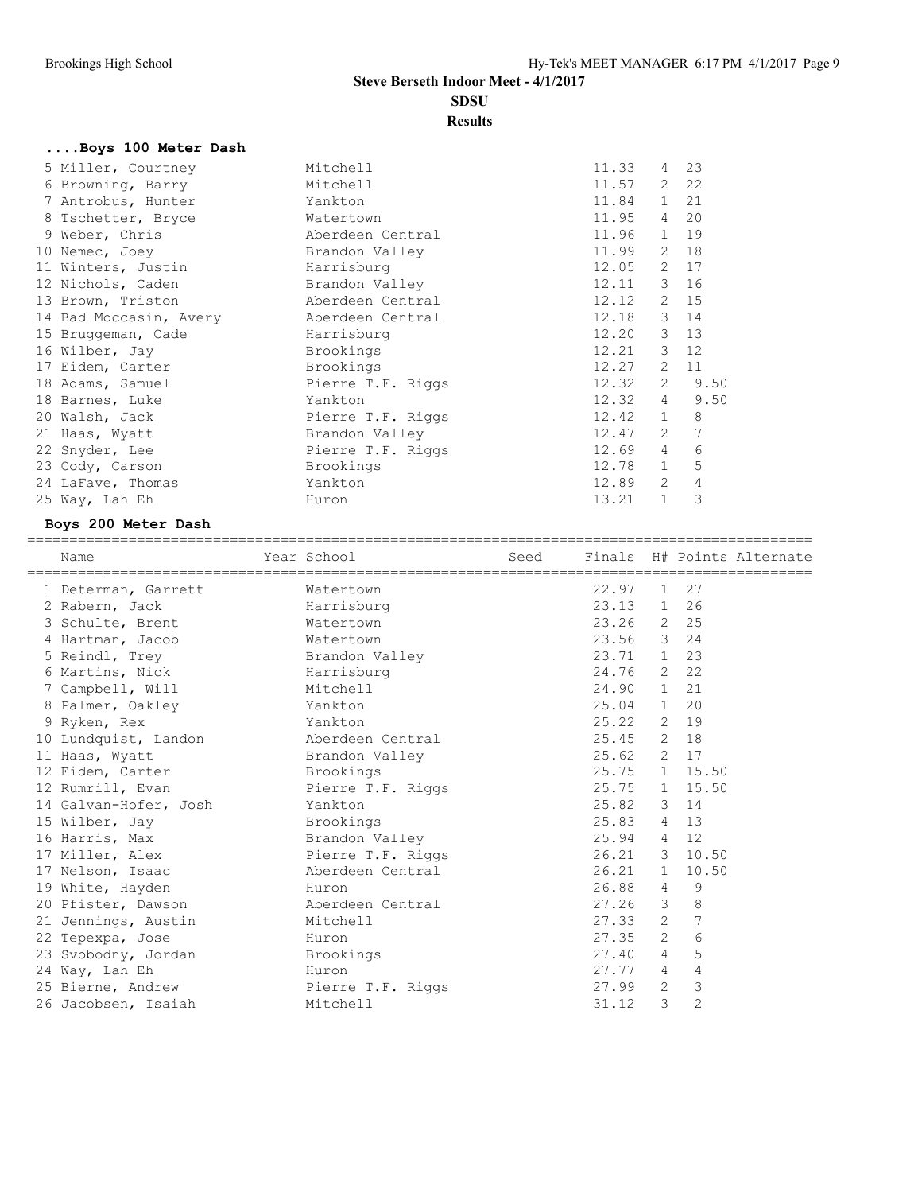**Steve Berseth Indoor Meet - 4/1/2017**

**SDSU**

**Results**

### ....Boys 100 Meter Dash

| Name | School | Finals | H# | Points |
|---|---|---|---|---|
| 5 Miller, Courtney | Mitchell | 11.33 | 4 | 23 |
| 6 Browning, Barry | Mitchell | 11.57 | 2 | 22 |
| 7 Antrobus, Hunter | Yankton | 11.84 | 1 | 21 |
| 8 Tschetter, Bryce | Watertown | 11.95 | 4 | 20 |
| 9 Weber, Chris | Aberdeen Central | 11.96 | 1 | 19 |
| 10 Nemec, Joey | Brandon Valley | 11.99 | 2 | 18 |
| 11 Winters, Justin | Harrisburg | 12.05 | 2 | 17 |
| 12 Nichols, Caden | Brandon Valley | 12.11 | 3 | 16 |
| 13 Brown, Triston | Aberdeen Central | 12.12 | 2 | 15 |
| 14 Bad Moccasin, Avery | Aberdeen Central | 12.18 | 3 | 14 |
| 15 Bruggeman, Cade | Harrisburg | 12.20 | 3 | 13 |
| 16 Wilber, Jay | Brookings | 12.21 | 3 | 12 |
| 17 Eidem, Carter | Brookings | 12.27 | 2 | 11 |
| 18 Adams, Samuel | Pierre T.F. Riggs | 12.32 | 2 | 9.50 |
| 18 Barnes, Luke | Yankton | 12.32 | 4 | 9.50 |
| 20 Walsh, Jack | Pierre T.F. Riggs | 12.42 | 1 | 8 |
| 21 Haas, Wyatt | Brandon Valley | 12.47 | 2 | 7 |
| 22 Snyder, Lee | Pierre T.F. Riggs | 12.69 | 4 | 6 |
| 23 Cody, Carson | Brookings | 12.78 | 1 | 5 |
| 24 LaFave, Thomas | Yankton | 12.89 | 2 | 4 |
| 25 Way, Lah Eh | Huron | 13.21 | 1 | 3 |

### Boys 200 Meter Dash

| Name | Year School | Seed | Finals | H# | Points | Alternate |
|---|---|---|---|---|---|---|
| 1 Determan, Garrett | Watertown | | 22.97 | 1 | 27 | |
| 2 Rabern, Jack | Harrisburg | | 23.13 | 1 | 26 | |
| 3 Schulte, Brent | Watertown | | 23.26 | 2 | 25 | |
| 4 Hartman, Jacob | Watertown | | 23.56 | 3 | 24 | |
| 5 Reindl, Trey | Brandon Valley | | 23.71 | 1 | 23 | |
| 6 Martins, Nick | Harrisburg | | 24.76 | 2 | 22 | |
| 7 Campbell, Will | Mitchell | | 24.90 | 1 | 21 | |
| 8 Palmer, Oakley | Yankton | | 25.04 | 1 | 20 | |
| 9 Ryken, Rex | Yankton | | 25.22 | 2 | 19 | |
| 10 Lundquist, Landon | Aberdeen Central | | 25.45 | 2 | 18 | |
| 11 Haas, Wyatt | Brandon Valley | | 25.62 | 2 | 17 | |
| 12 Eidem, Carter | Brookings | | 25.75 | 1 | 15.50 | |
| 12 Rumrill, Evan | Pierre T.F. Riggs | | 25.75 | 1 | 15.50 | |
| 14 Galvan-Hofer, Josh | Yankton | | 25.82 | 3 | 14 | |
| 15 Wilber, Jay | Brookings | | 25.83 | 4 | 13 | |
| 16 Harris, Max | Brandon Valley | | 25.94 | 4 | 12 | |
| 17 Miller, Alex | Pierre T.F. Riggs | | 26.21 | 3 | 10.50 | |
| 17 Nelson, Isaac | Aberdeen Central | | 26.21 | 1 | 10.50 | |
| 19 White, Hayden | Huron | | 26.88 | 4 | 9 | |
| 20 Pfister, Dawson | Aberdeen Central | | 27.26 | 3 | 8 | |
| 21 Jennings, Austin | Mitchell | | 27.33 | 2 | 7 | |
| 22 Tepexpa, Jose | Huron | | 27.35 | 2 | 6 | |
| 23 Svobodny, Jordan | Brookings | | 27.40 | 4 | 5 | |
| 24 Way, Lah Eh | Huron | | 27.77 | 4 | 4 | |
| 25 Bierne, Andrew | Pierre T.F. Riggs | | 27.99 | 2 | 3 | |
| 26 Jacobsen, Isaiah | Mitchell | | 31.12 | 3 | 2 | |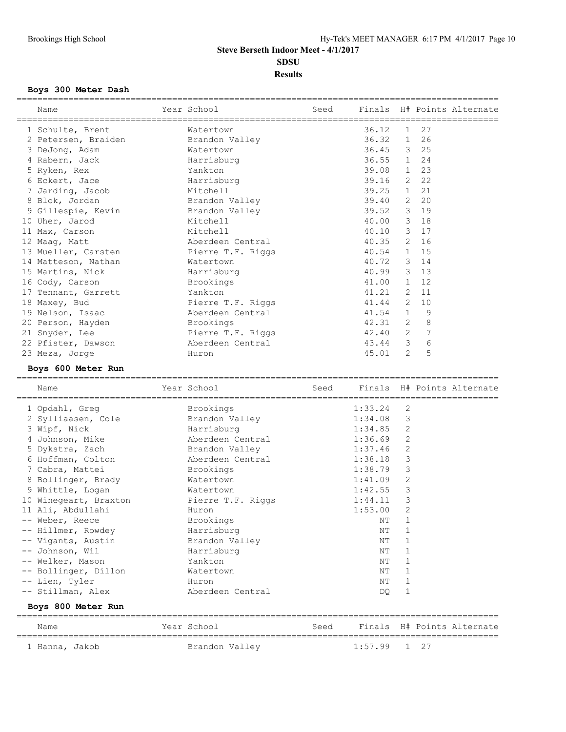## Steve Berseth Indoor Meet - 4/1/2017

**SDSU**

**Results**

### Boys 300 Meter Dash

| | Name | Year | School | Seed | Finals | H# | Points | Alternate |
|---|---|---|---|---|---|---|---|---|
| 1 | Schulte, Brent | | Watertown | | 36.12 | 1 | 27 | |
| 2 | Petersen, Braiden | | Brandon Valley | | 36.32 | 1 | 26 | |
| 3 | DeJong, Adam | | Watertown | | 36.45 | 3 | 25 | |
| 4 | Rabern, Jack | | Harrisburg | | 36.55 | 1 | 24 | |
| 5 | Ryken, Rex | | Yankton | | 39.08 | 1 | 23 | |
| 6 | Eckert, Jace | | Harrisburg | | 39.16 | 2 | 22 | |
| 7 | Jarding, Jacob | | Mitchell | | 39.25 | 1 | 21 | |
| 8 | Blok, Jordan | | Brandon Valley | | 39.40 | 2 | 20 | |
| 9 | Gillespie, Kevin | | Brandon Valley | | 39.52 | 3 | 19 | |
| 10 | Uher, Jarod | | Mitchell | | 40.00 | 3 | 18 | |
| 11 | Max, Carson | | Mitchell | | 40.10 | 3 | 17 | |
| 12 | Maag, Matt | | Aberdeen Central | | 40.35 | 2 | 16 | |
| 13 | Mueller, Carsten | | Pierre T.F. Riggs | | 40.54 | 1 | 15 | |
| 14 | Matteson, Nathan | | Watertown | | 40.72 | 3 | 14 | |
| 15 | Martins, Nick | | Harrisburg | | 40.99 | 3 | 13 | |
| 16 | Cody, Carson | | Brookings | | 41.00 | 1 | 12 | |
| 17 | Tennant, Garrett | | Yankton | | 41.21 | 2 | 11 | |
| 18 | Maxey, Bud | | Pierre T.F. Riggs | | 41.44 | 2 | 10 | |
| 19 | Nelson, Isaac | | Aberdeen Central | | 41.54 | 1 | 9 | |
| 20 | Person, Hayden | | Brookings | | 42.31 | 2 | 8 | |
| 21 | Snyder, Lee | | Pierre T.F. Riggs | | 42.40 | 2 | 7 | |
| 22 | Pfister, Dawson | | Aberdeen Central | | 43.44 | 3 | 6 | |
| 23 | Meza, Jorge | | Huron | | 45.01 | 2 | 5 | |

### Boys 600 Meter Run

| | Name | Year | School | Seed | Finals | H# | Points | Alternate |
|---|---|---|---|---|---|---|---|---|
| 1 | Opdahl, Greg | | Brookings | | 1:33.24 | 2 | | |
| 2 | Sylliaasen, Cole | | Brandon Valley | | 1:34.08 | 3 | | |
| 3 | Wipf, Nick | | Harrisburg | | 1:34.85 | 2 | | |
| 4 | Johnson, Mike | | Aberdeen Central | | 1:36.69 | 2 | | |
| 5 | Dykstra, Zach | | Brandon Valley | | 1:37.46 | 2 | | |
| 6 | Hoffman, Colton | | Aberdeen Central | | 1:38.18 | 3 | | |
| 7 | Cabra, Mattei | | Brookings | | 1:38.79 | 3 | | |
| 8 | Bollinger, Brady | | Watertown | | 1:41.09 | 2 | | |
| 9 | Whittle, Logan | | Watertown | | 1:42.55 | 3 | | |
| 10 | Winegeart, Braxton | | Pierre T.F. Riggs | | 1:44.11 | 3 | | |
| 11 | Ali, Abdullahi | | Huron | | 1:53.00 | 2 | | |
| -- | Weber, Reece | | Brookings | | NT | 1 | | |
| -- | Hillmer, Rowdey | | Harrisburg | | NT | 1 | | |
| -- | Vigants, Austin | | Brandon Valley | | NT | 1 | | |
| -- | Johnson, Wil | | Harrisburg | | NT | 1 | | |
| -- | Welker, Mason | | Yankton | | NT | 1 | | |
| -- | Bollinger, Dillon | | Watertown | | NT | 1 | | |
| -- | Lien, Tyler | | Huron | | NT | 1 | | |
| -- | Stillman, Alex | | Aberdeen Central | | DQ | 1 | | |

### Boys 800 Meter Run

| | Name | Year | School | Seed | Finals | H# | Points | Alternate |
|---|---|---|---|---|---|---|---|---|
| 1 | Hanna, Jakob | | Brandon Valley | | 1:57.99 | 1 | 27 | |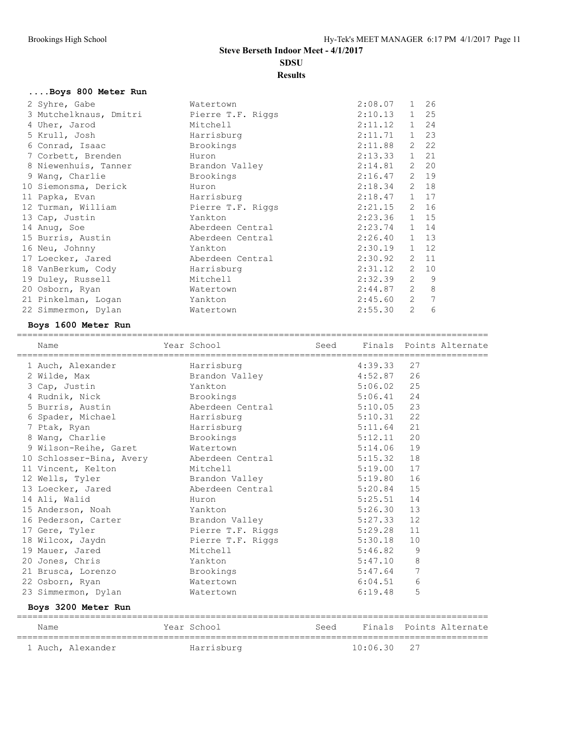# Steve Berseth Indoor Meet - 4/1/2017

## SDSU

## Results

### ....Boys 800 Meter Run

| Place | Name | School | Finals | H# | Points |
|---|---|---|---|---|---|
| 2 | Syhre, Gabe | Watertown | 2:08.07 | 1 | 26 |
| 3 | Mutchelknaus, Dmitri | Pierre T.F. Riggs | 2:10.13 | 1 | 25 |
| 4 | Uher, Jarod | Mitchell | 2:11.12 | 1 | 24 |
| 5 | Krull, Josh | Harrisburg | 2:11.71 | 1 | 23 |
| 6 | Conrad, Isaac | Brookings | 2:11.88 | 2 | 22 |
| 7 | Corbett, Brenden | Huron | 2:13.33 | 1 | 21 |
| 8 | Niewenhuis, Tanner | Brandon Valley | 2:14.81 | 2 | 20 |
| 9 | Wang, Charlie | Brookings | 2:16.47 | 2 | 19 |
| 10 | Siemonsma, Derick | Huron | 2:18.34 | 2 | 18 |
| 11 | Papka, Evan | Harrisburg | 2:18.47 | 1 | 17 |
| 12 | Turman, William | Pierre T.F. Riggs | 2:21.15 | 2 | 16 |
| 13 | Cap, Justin | Yankton | 2:23.36 | 1 | 15 |
| 14 | Anug, Soe | Aberdeen Central | 2:23.74 | 1 | 14 |
| 15 | Burris, Austin | Aberdeen Central | 2:26.40 | 1 | 13 |
| 16 | Neu, Johnny | Yankton | 2:30.19 | 1 | 12 |
| 17 | Loecker, Jared | Aberdeen Central | 2:30.92 | 2 | 11 |
| 18 | VanBerkum, Cody | Harrisburg | 2:31.12 | 2 | 10 |
| 19 | Duley, Russell | Mitchell | 2:32.39 | 2 | 9 |
| 20 | Osborn, Ryan | Watertown | 2:44.87 | 2 | 8 |
| 21 | Pinkelman, Logan | Yankton | 2:45.60 | 2 | 7 |
| 22 | Simmermon, Dylan | Watertown | 2:55.30 | 2 | 6 |

### Boys 1600 Meter Run

| Name | Year | School | Seed | Finals | Points | Alternate |
|---|---|---|---|---|---|---|
| 1 Auch, Alexander | | Harrisburg | | 4:39.33 | 27 | |
| 2 Wilde, Max | | Brandon Valley | | 4:52.87 | 26 | |
| 3 Cap, Justin | | Yankton | | 5:06.02 | 25 | |
| 4 Rudnik, Nick | | Brookings | | 5:06.41 | 24 | |
| 5 Burris, Austin | | Aberdeen Central | | 5:10.05 | 23 | |
| 6 Spader, Michael | | Harrisburg | | 5:10.31 | 22 | |
| 7 Ptak, Ryan | | Harrisburg | | 5:11.64 | 21 | |
| 8 Wang, Charlie | | Brookings | | 5:12.11 | 20 | |
| 9 Wilson-Reihe, Garet | | Watertown | | 5:14.06 | 19 | |
| 10 Schlosser-Bina, Avery | | Aberdeen Central | | 5:15.32 | 18 | |
| 11 Vincent, Kelton | | Mitchell | | 5:19.00 | 17 | |
| 12 Wells, Tyler | | Brandon Valley | | 5:19.80 | 16 | |
| 13 Loecker, Jared | | Aberdeen Central | | 5:20.84 | 15 | |
| 14 Ali, Walid | | Huron | | 5:25.51 | 14 | |
| 15 Anderson, Noah | | Yankton | | 5:26.30 | 13 | |
| 16 Pederson, Carter | | Brandon Valley | | 5:27.33 | 12 | |
| 17 Gere, Tyler | | Pierre T.F. Riggs | | 5:29.28 | 11 | |
| 18 Wilcox, Jaydn | | Pierre T.F. Riggs | | 5:30.18 | 10 | |
| 19 Mauer, Jared | | Mitchell | | 5:46.82 | 9 | |
| 20 Jones, Chris | | Yankton | | 5:47.10 | 8 | |
| 21 Brusca, Lorenzo | | Brookings | | 5:47.64 | 7 | |
| 22 Osborn, Ryan | | Watertown | | 6:04.51 | 6 | |
| 23 Simmermon, Dylan | | Watertown | | 6:19.48 | 5 | |

### Boys 3200 Meter Run

| Name | Year | School | Seed | Finals | Points | Alternate |
|---|---|---|---|---|---|---|
| 1 Auch, Alexander | | Harrisburg | | 10:06.30 | 27 | |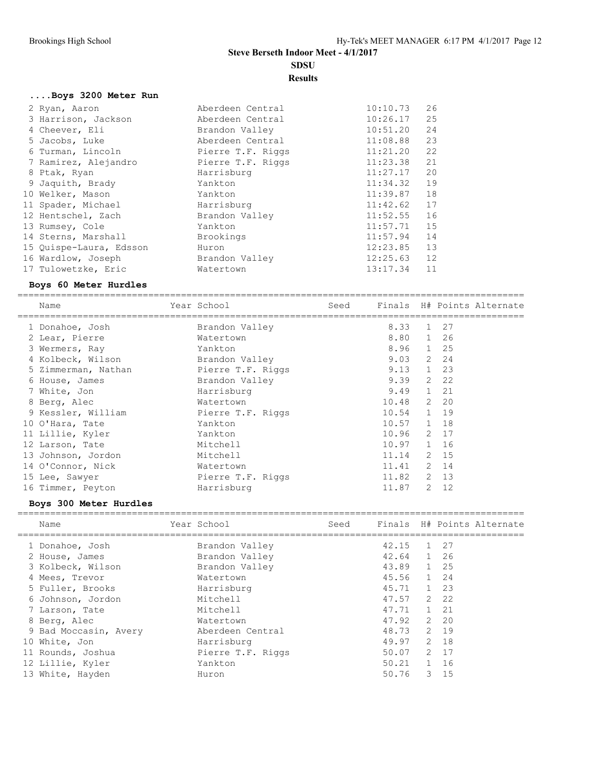# Steve Berseth Indoor Meet - 4/1/2017

## SDSU

### Results

#### ....Boys 3200 Meter Run

| Place | Name | School | Finals | Points |
|---|---|---|---|---|
| 2 | Ryan, Aaron | Aberdeen Central | 10:10.73 | 26 |
| 3 | Harrison, Jackson | Aberdeen Central | 10:26.17 | 25 |
| 4 | Cheever, Eli | Brandon Valley | 10:51.20 | 24 |
| 5 | Jacobs, Luke | Aberdeen Central | 11:08.88 | 23 |
| 6 | Turman, Lincoln | Pierre T.F. Riggs | 11:21.20 | 22 |
| 7 | Ramirez, Alejandro | Pierre T.F. Riggs | 11:23.38 | 21 |
| 8 | Ptak, Ryan | Harrisburg | 11:27.17 | 20 |
| 9 | Jaquith, Brady | Yankton | 11:34.32 | 19 |
| 10 | Welker, Mason | Yankton | 11:39.87 | 18 |
| 11 | Spader, Michael | Harrisburg | 11:42.62 | 17 |
| 12 | Hentschel, Zach | Brandon Valley | 11:52.55 | 16 |
| 13 | Rumsey, Cole | Yankton | 11:57.71 | 15 |
| 14 | Sterns, Marshall | Brookings | 11:57.94 | 14 |
| 15 | Quispe-Laura, Edsson | Huron | 12:23.85 | 13 |
| 16 | Wardlow, Joseph | Brandon Valley | 12:25.63 | 12 |
| 17 | Tulowetzke, Eric | Watertown | 13:17.34 | 11 |

#### Boys 60 Meter Hurdles

| Place | Name | Year | School | Seed | Finals | H# | Points | Alternate |
|---|---|---|---|---|---|---|---|---|
| 1 | Donahoe, Josh | | Brandon Valley | | 8.33 | 1 | 27 | |
| 2 | Lear, Pierre | | Watertown | | 8.80 | 1 | 26 | |
| 3 | Wermers, Ray | | Yankton | | 8.96 | 1 | 25 | |
| 4 | Kolbeck, Wilson | | Brandon Valley | | 9.03 | 2 | 24 | |
| 5 | Zimmerman, Nathan | | Pierre T.F. Riggs | | 9.13 | 1 | 23 | |
| 6 | House, James | | Brandon Valley | | 9.39 | 2 | 22 | |
| 7 | White, Jon | | Harrisburg | | 9.49 | 1 | 21 | |
| 8 | Berg, Alec | | Watertown | | 10.48 | 2 | 20 | |
| 9 | Kessler, William | | Pierre T.F. Riggs | | 10.54 | 1 | 19 | |
| 10 | O'Hara, Tate | | Yankton | | 10.57 | 1 | 18 | |
| 11 | Lillie, Kyler | | Yankton | | 10.96 | 2 | 17 | |
| 12 | Larson, Tate | | Mitchell | | 10.97 | 1 | 16 | |
| 13 | Johnson, Jordon | | Mitchell | | 11.14 | 2 | 15 | |
| 14 | O'Connor, Nick | | Watertown | | 11.41 | 2 | 14 | |
| 15 | Lee, Sawyer | | Pierre T.F. Riggs | | 11.82 | 2 | 13 | |
| 16 | Timmer, Peyton | | Harrisburg | | 11.87 | 2 | 12 | |

#### Boys 300 Meter Hurdles

| Place | Name | Year | School | Seed | Finals | H# | Points | Alternate |
|---|---|---|---|---|---|---|---|---|
| 1 | Donahoe, Josh | | Brandon Valley | | 42.15 | 1 | 27 | |
| 2 | House, James | | Brandon Valley | | 42.64 | 1 | 26 | |
| 3 | Kolbeck, Wilson | | Brandon Valley | | 43.89 | 1 | 25 | |
| 4 | Mees, Trevor | | Watertown | | 45.56 | 1 | 24 | |
| 5 | Fuller, Brooks | | Harrisburg | | 45.71 | 1 | 23 | |
| 6 | Johnson, Jordon | | Mitchell | | 47.57 | 2 | 22 | |
| 7 | Larson, Tate | | Mitchell | | 47.71 | 1 | 21 | |
| 8 | Berg, Alec | | Watertown | | 47.92 | 2 | 20 | |
| 9 | Bad Moccasin, Avery | | Aberdeen Central | | 48.73 | 2 | 19 | |
| 10 | White, Jon | | Harrisburg | | 49.97 | 2 | 18 | |
| 11 | Rounds, Joshua | | Pierre T.F. Riggs | | 50.07 | 2 | 17 | |
| 12 | Lillie, Kyler | | Yankton | | 50.21 | 1 | 16 | |
| 13 | White, Hayden | | Huron | | 50.76 | 3 | 15 | |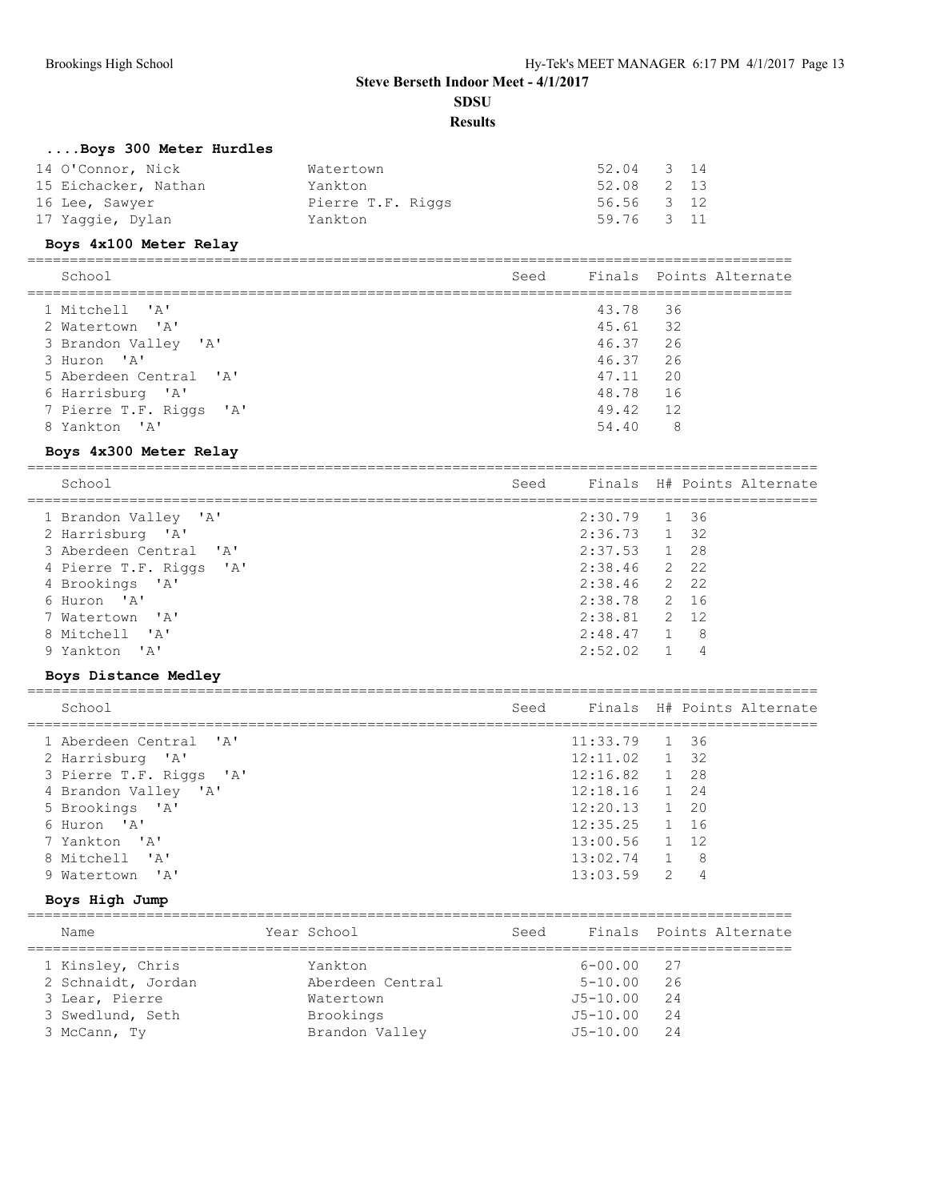## Steve Berseth Indoor Meet - 4/1/2017

**SDSU**

**Results**

### ....Boys 300 Meter Hurdles

| Place | Name | School | Finals | H# | Points |
|---|---|---|---|---|---|
| 14 | O'Connor, Nick | Watertown | 52.04 | 3 | 14 |
| 15 | Eichacker, Nathan | Yankton | 52.08 | 2 | 13 |
| 16 | Lee, Sawyer | Pierre T.F. Riggs | 56.56 | 3 | 12 |
| 17 | Yaggie, Dylan | Yankton | 59.76 | 3 | 11 |

### Boys 4x100 Meter Relay

| | School | Seed | Finals | Points | Alternate |
|---|---|---|---|---|---|
| 1 | Mitchell 'A' | | 43.78 | 36 | |
| 2 | Watertown 'A' | | 45.61 | 32 | |
| 3 | Brandon Valley 'A' | | 46.37 | 26 | |
| 3 | Huron 'A' | | 46.37 | 26 | |
| 5 | Aberdeen Central 'A' | | 47.11 | 20 | |
| 6 | Harrisburg 'A' | | 48.78 | 16 | |
| 7 | Pierre T.F. Riggs 'A' | | 49.42 | 12 | |
| 8 | Yankton 'A' | | 54.40 | 8 | |

### Boys 4x300 Meter Relay

| | School | Seed | Finals | H# | Points | Alternate |
|---|---|---|---|---|---|---|
| 1 | Brandon Valley 'A' | | 2:30.79 | 1 | 36 | |
| 2 | Harrisburg 'A' | | 2:36.73 | 1 | 32 | |
| 3 | Aberdeen Central 'A' | | 2:37.53 | 1 | 28 | |
| 4 | Pierre T.F. Riggs 'A' | | 2:38.46 | 2 | 22 | |
| 4 | Brookings 'A' | | 2:38.46 | 2 | 22 | |
| 6 | Huron 'A' | | 2:38.78 | 2 | 16 | |
| 7 | Watertown 'A' | | 2:38.81 | 2 | 12 | |
| 8 | Mitchell 'A' | | 2:48.47 | 1 | 8 | |
| 9 | Yankton 'A' | | 2:52.02 | 1 | 4 | |

### Boys Distance Medley

| | School | Seed | Finals | H# | Points | Alternate |
|---|---|---|---|---|---|---|
| 1 | Aberdeen Central 'A' | | 11:33.79 | 1 | 36 | |
| 2 | Harrisburg 'A' | | 12:11.02 | 1 | 32 | |
| 3 | Pierre T.F. Riggs 'A' | | 12:16.82 | 1 | 28 | |
| 4 | Brandon Valley 'A' | | 12:18.16 | 1 | 24 | |
| 5 | Brookings 'A' | | 12:20.13 | 1 | 20 | |
| 6 | Huron 'A' | | 12:35.25 | 1 | 16 | |
| 7 | Yankton 'A' | | 13:00.56 | 1 | 12 | |
| 8 | Mitchell 'A' | | 13:02.74 | 1 | 8 | |
| 9 | Watertown 'A' | | 13:03.59 | 2 | 4 | |

### Boys High Jump

| | Name | Year | School | Seed | Finals | Points | Alternate |
|---|---|---|---|---|---|---|---|
| 1 | Kinsley, Chris | | Yankton | | 6-00.00 | 27 | |
| 2 | Schnaidt, Jordan | | Aberdeen Central | | 5-10.00 | 26 | |
| 3 | Lear, Pierre | | Watertown | | J5-10.00 | 24 | |
| 3 | Swedlund, Seth | | Brookings | | J5-10.00 | 24 | |
| 3 | McCann, Ty | | Brandon Valley | | J5-10.00 | 24 | |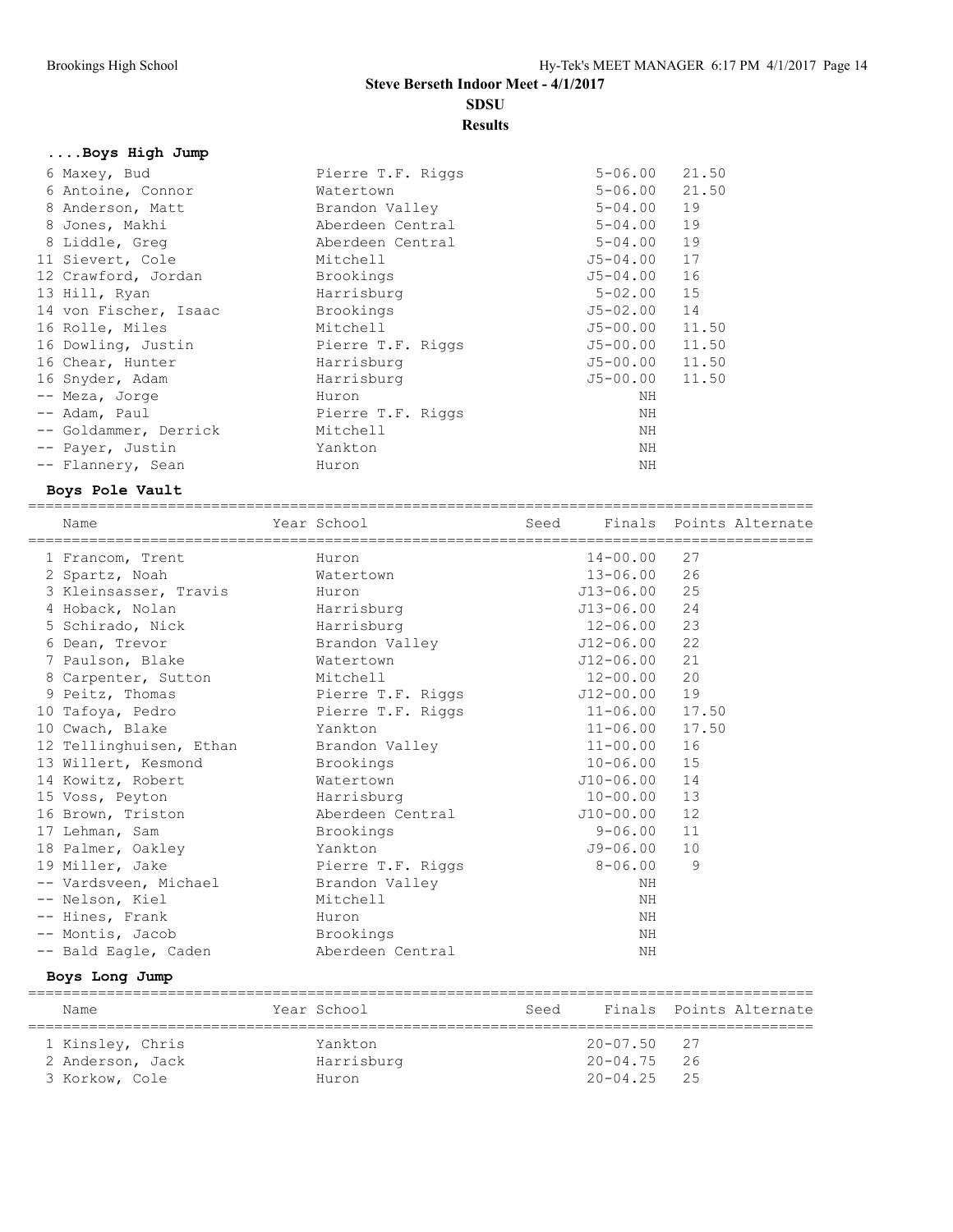## Steve Berseth Indoor Meet - 4/1/2017

### SDSU

### Results

#### ....Boys High Jump

| Place | Name | School | Finals | Points |
|---|---|---|---|---|
| 6 | Maxey, Bud | Pierre T.F. Riggs | 5-06.00 | 21.50 |
| 6 | Antoine, Connor | Watertown | 5-06.00 | 21.50 |
| 8 | Anderson, Matt | Brandon Valley | 5-04.00 | 19 |
| 8 | Jones, Makhi | Aberdeen Central | 5-04.00 | 19 |
| 8 | Liddle, Greg | Aberdeen Central | 5-04.00 | 19 |
| 11 | Sievert, Cole | Mitchell | J5-04.00 | 17 |
| 12 | Crawford, Jordan | Brookings | J5-04.00 | 16 |
| 13 | Hill, Ryan | Harrisburg | 5-02.00 | 15 |
| 14 | von Fischer, Isaac | Brookings | J5-02.00 | 14 |
| 16 | Rolle, Miles | Mitchell | J5-00.00 | 11.50 |
| 16 | Dowling, Justin | Pierre T.F. Riggs | J5-00.00 | 11.50 |
| 16 | Chear, Hunter | Harrisburg | J5-00.00 | 11.50 |
| 16 | Snyder, Adam | Harrisburg | J5-00.00 | 11.50 |
| -- | Meza, Jorge | Huron | NH | |
| -- | Adam, Paul | Pierre T.F. Riggs | NH | |
| -- | Goldammer, Derrick | Mitchell | NH | |
| -- | Payer, Justin | Yankton | NH | |
| -- | Flannery, Sean | Huron | NH | |

#### Boys Pole Vault

| Place | Name | Year | School | Seed | Finals | Points | Alternate |
|---|---|---|---|---|---|---|---|
| 1 | Francom, Trent | | Huron | | 14-00.00 | 27 | |
| 2 | Spartz, Noah | | Watertown | | 13-06.00 | 26 | |
| 3 | Kleinsasser, Travis | | Huron | | J13-06.00 | 25 | |
| 4 | Hoback, Nolan | | Harrisburg | | J13-06.00 | 24 | |
| 5 | Schirado, Nick | | Harrisburg | | 12-06.00 | 23 | |
| 6 | Dean, Trevor | | Brandon Valley | | J12-06.00 | 22 | |
| 7 | Paulson, Blake | | Watertown | | J12-06.00 | 21 | |
| 8 | Carpenter, Sutton | | Mitchell | | 12-00.00 | 20 | |
| 9 | Peitz, Thomas | | Pierre T.F. Riggs | | J12-00.00 | 19 | |
| 10 | Tafoya, Pedro | | Pierre T.F. Riggs | | 11-06.00 | 17.50 | |
| 10 | Cwach, Blake | | Yankton | | 11-06.00 | 17.50 | |
| 12 | Tellinghuisen, Ethan | | Brandon Valley | | 11-00.00 | 16 | |
| 13 | Willert, Kesmond | | Brookings | | 10-06.00 | 15 | |
| 14 | Kowitz, Robert | | Watertown | | J10-06.00 | 14 | |
| 15 | Voss, Peyton | | Harrisburg | | 10-00.00 | 13 | |
| 16 | Brown, Triston | | Aberdeen Central | | J10-00.00 | 12 | |
| 17 | Lehman, Sam | | Brookings | | 9-06.00 | 11 | |
| 18 | Palmer, Oakley | | Yankton | | J9-06.00 | 10 | |
| 19 | Miller, Jake | | Pierre T.F. Riggs | | 8-06.00 | 9 | |
| -- | Vardsveen, Michael | | Brandon Valley | | NH | | |
| -- | Nelson, Kiel | | Mitchell | | NH | | |
| -- | Hines, Frank | | Huron | | NH | | |
| -- | Montis, Jacob | | Brookings | | NH | | |
| -- | Bald Eagle, Caden | | Aberdeen Central | | NH | | |

#### Boys Long Jump

| Place | Name | Year | School | Seed | Finals | Points | Alternate |
|---|---|---|---|---|---|---|---|
| 1 | Kinsley, Chris | | Yankton | | 20-07.50 | 27 | |
| 2 | Anderson, Jack | | Harrisburg | | 20-04.75 | 26 | |
| 3 | Korkow, Cole | | Huron | | 20-04.25 | 25 | |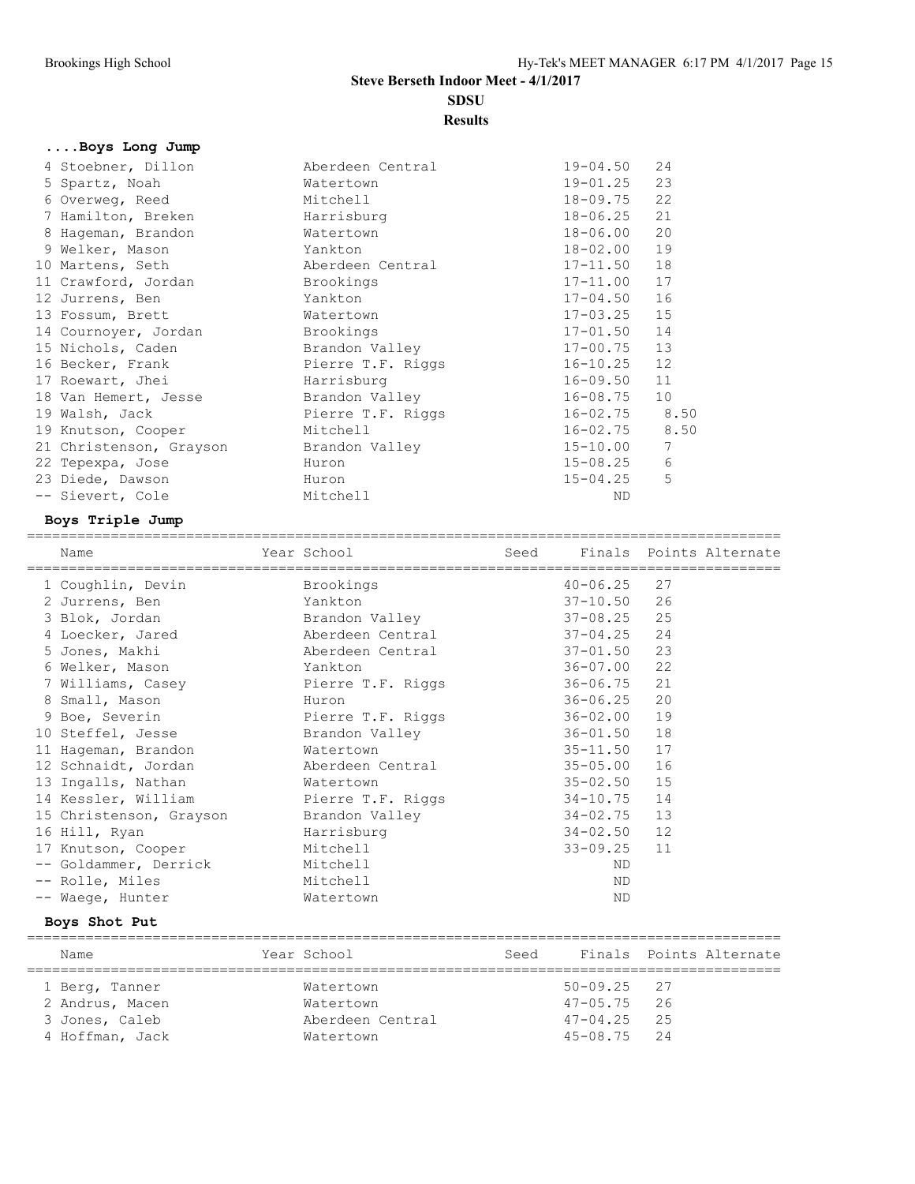# Steve Berseth Indoor Meet - 4/1/2017

## SDSU

## Results

### ....Boys Long Jump

| Place | Name | School | Finals | Points |
|---|---|---|---|---|
| 4 | Stoebner, Dillon | Aberdeen Central | 19-04.50 | 24 |
| 5 | Spartz, Noah | Watertown | 19-01.25 | 23 |
| 6 | Overweg, Reed | Mitchell | 18-09.75 | 22 |
| 7 | Hamilton, Breken | Harrisburg | 18-06.25 | 21 |
| 8 | Hageman, Brandon | Watertown | 18-06.00 | 20 |
| 9 | Welker, Mason | Yankton | 18-02.00 | 19 |
| 10 | Martens, Seth | Aberdeen Central | 17-11.50 | 18 |
| 11 | Crawford, Jordan | Brookings | 17-11.00 | 17 |
| 12 | Jurrens, Ben | Yankton | 17-04.50 | 16 |
| 13 | Fossum, Brett | Watertown | 17-03.25 | 15 |
| 14 | Cournoyer, Jordan | Brookings | 17-01.50 | 14 |
| 15 | Nichols, Caden | Brandon Valley | 17-00.75 | 13 |
| 16 | Becker, Frank | Pierre T.F. Riggs | 16-10.25 | 12 |
| 17 | Roewart, Jhei | Harrisburg | 16-09.50 | 11 |
| 18 | Van Hemert, Jesse | Brandon Valley | 16-08.75 | 10 |
| 19 | Walsh, Jack | Pierre T.F. Riggs | 16-02.75 | 8.50 |
| 19 | Knutson, Cooper | Mitchell | 16-02.75 | 8.50 |
| 21 | Christenson, Grayson | Brandon Valley | 15-10.00 | 7 |
| 22 | Tepexpa, Jose | Huron | 15-08.25 | 6 |
| 23 | Diede, Dawson | Huron | 15-04.25 | 5 |
| -- | Sievert, Cole | Mitchell | ND | |

### Boys Triple Jump

| Place | Name | Year | School | Seed | Finals | Points | Alternate |
|---|---|---|---|---|---|---|---|
| 1 | Coughlin, Devin | | Brookings | | 40-06.25 | 27 | |
| 2 | Jurrens, Ben | | Yankton | | 37-10.50 | 26 | |
| 3 | Blok, Jordan | | Brandon Valley | | 37-08.25 | 25 | |
| 4 | Loecker, Jared | | Aberdeen Central | | 37-04.25 | 24 | |
| 5 | Jones, Makhi | | Aberdeen Central | | 37-01.50 | 23 | |
| 6 | Welker, Mason | | Yankton | | 36-07.00 | 22 | |
| 7 | Williams, Casey | | Pierre T.F. Riggs | | 36-06.75 | 21 | |
| 8 | Small, Mason | | Huron | | 36-06.25 | 20 | |
| 9 | Boe, Severin | | Pierre T.F. Riggs | | 36-02.00 | 19 | |
| 10 | Steffel, Jesse | | Brandon Valley | | 36-01.50 | 18 | |
| 11 | Hageman, Brandon | | Watertown | | 35-11.50 | 17 | |
| 12 | Schnaidt, Jordan | | Aberdeen Central | | 35-05.00 | 16 | |
| 13 | Ingalls, Nathan | | Watertown | | 35-02.50 | 15 | |
| 14 | Kessler, William | | Pierre T.F. Riggs | | 34-10.75 | 14 | |
| 15 | Christenson, Grayson | | Brandon Valley | | 34-02.75 | 13 | |
| 16 | Hill, Ryan | | Harrisburg | | 34-02.50 | 12 | |
| 17 | Knutson, Cooper | | Mitchell | | 33-09.25 | 11 | |
| -- | Goldammer, Derrick | | Mitchell | | ND | | |
| -- | Rolle, Miles | | Mitchell | | ND | | |
| -- | Waege, Hunter | | Watertown | | ND | | |

### Boys Shot Put

| Place | Name | Year | School | Seed | Finals | Points | Alternate |
|---|---|---|---|---|---|---|---|
| 1 | Berg, Tanner | | Watertown | | 50-09.25 | 27 | |
| 2 | Andrus, Macen | | Watertown | | 47-05.75 | 26 | |
| 3 | Jones, Caleb | | Aberdeen Central | | 47-04.25 | 25 | |
| 4 | Hoffman, Jack | | Watertown | | 45-08.75 | 24 | |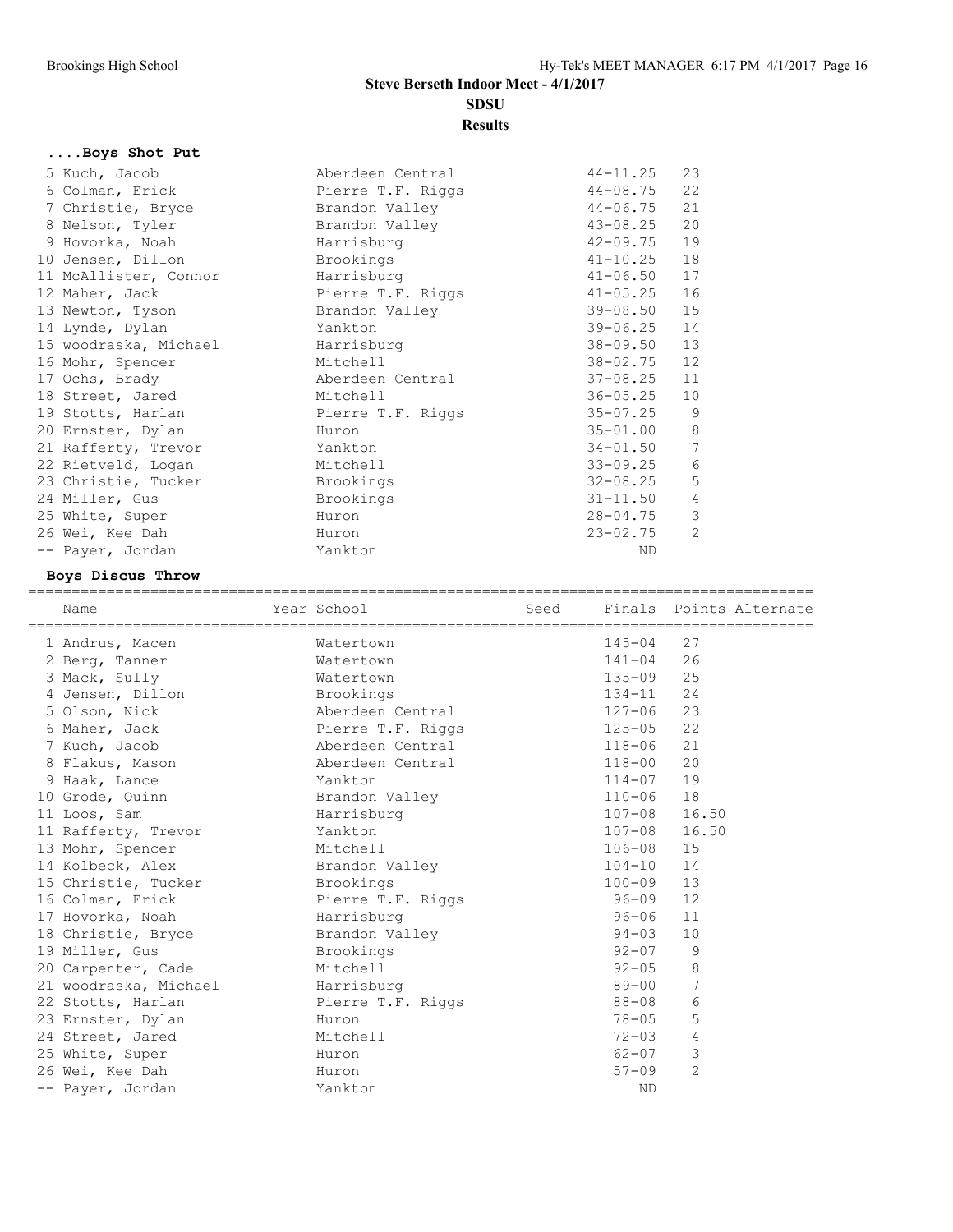**Steve Berseth Indoor Meet - 4/1/2017**

**SDSU**

**Results**

### ....Boys Shot Put

| | | | | |
|---|---|---|---|---|
| 5 | Kuch, Jacob | Aberdeen Central | 44-11.25 | 23 |
| 6 | Colman, Erick | Pierre T.F. Riggs | 44-08.75 | 22 |
| 7 | Christie, Bryce | Brandon Valley | 44-06.75 | 21 |
| 8 | Nelson, Tyler | Brandon Valley | 43-08.25 | 20 |
| 9 | Hovorka, Noah | Harrisburg | 42-09.75 | 19 |
| 10 | Jensen, Dillon | Brookings | 41-10.25 | 18 |
| 11 | McAllister, Connor | Harrisburg | 41-06.50 | 17 |
| 12 | Maher, Jack | Pierre T.F. Riggs | 41-05.25 | 16 |
| 13 | Newton, Tyson | Brandon Valley | 39-08.50 | 15 |
| 14 | Lynde, Dylan | Yankton | 39-06.25 | 14 |
| 15 | woodraska, Michael | Harrisburg | 38-09.50 | 13 |
| 16 | Mohr, Spencer | Mitchell | 38-02.75 | 12 |
| 17 | Ochs, Brady | Aberdeen Central | 37-08.25 | 11 |
| 18 | Street, Jared | Mitchell | 36-05.25 | 10 |
| 19 | Stotts, Harlan | Pierre T.F. Riggs | 35-07.25 | 9 |
| 20 | Ernster, Dylan | Huron | 35-01.00 | 8 |
| 21 | Rafferty, Trevor | Yankton | 34-01.50 | 7 |
| 22 | Rietveld, Logan | Mitchell | 33-09.25 | 6 |
| 23 | Christie, Tucker | Brookings | 32-08.25 | 5 |
| 24 | Miller, Gus | Brookings | 31-11.50 | 4 |
| 25 | White, Super | Huron | 28-04.75 | 3 |
| 26 | Wei, Kee Dah | Huron | 23-02.75 | 2 |
| -- | Payer, Jordan | Yankton | ND | |

### Boys Discus Throw

| | Name | Year School | Seed | Finals | Points | Alternate |
|---|---|---|---|---|---|---|
| 1 | Andrus, Macen | Watertown | | 145-04 | 27 | |
| 2 | Berg, Tanner | Watertown | | 141-04 | 26 | |
| 3 | Mack, Sully | Watertown | | 135-09 | 25 | |
| 4 | Jensen, Dillon | Brookings | | 134-11 | 24 | |
| 5 | Olson, Nick | Aberdeen Central | | 127-06 | 23 | |
| 6 | Maher, Jack | Pierre T.F. Riggs | | 125-05 | 22 | |
| 7 | Kuch, Jacob | Aberdeen Central | | 118-06 | 21 | |
| 8 | Flakus, Mason | Aberdeen Central | | 118-00 | 20 | |
| 9 | Haak, Lance | Yankton | | 114-07 | 19 | |
| 10 | Grode, Quinn | Brandon Valley | | 110-06 | 18 | |
| 11 | Loos, Sam | Harrisburg | | 107-08 | 16.50 | |
| 11 | Rafferty, Trevor | Yankton | | 107-08 | 16.50 | |
| 13 | Mohr, Spencer | Mitchell | | 106-08 | 15 | |
| 14 | Kolbeck, Alex | Brandon Valley | | 104-10 | 14 | |
| 15 | Christie, Tucker | Brookings | | 100-09 | 13 | |
| 16 | Colman, Erick | Pierre T.F. Riggs | | 96-09 | 12 | |
| 17 | Hovorka, Noah | Harrisburg | | 96-06 | 11 | |
| 18 | Christie, Bryce | Brandon Valley | | 94-03 | 10 | |
| 19 | Miller, Gus | Brookings | | 92-07 | 9 | |
| 20 | Carpenter, Cade | Mitchell | | 92-05 | 8 | |
| 21 | woodraska, Michael | Harrisburg | | 89-00 | 7 | |
| 22 | Stotts, Harlan | Pierre T.F. Riggs | | 88-08 | 6 | |
| 23 | Ernster, Dylan | Huron | | 78-05 | 5 | |
| 24 | Street, Jared | Mitchell | | 72-03 | 4 | |
| 25 | White, Super | Huron | | 62-07 | 3 | |
| 26 | Wei, Kee Dah | Huron | | 57-09 | 2 | |
| -- | Payer, Jordan | Yankton | | ND | | |